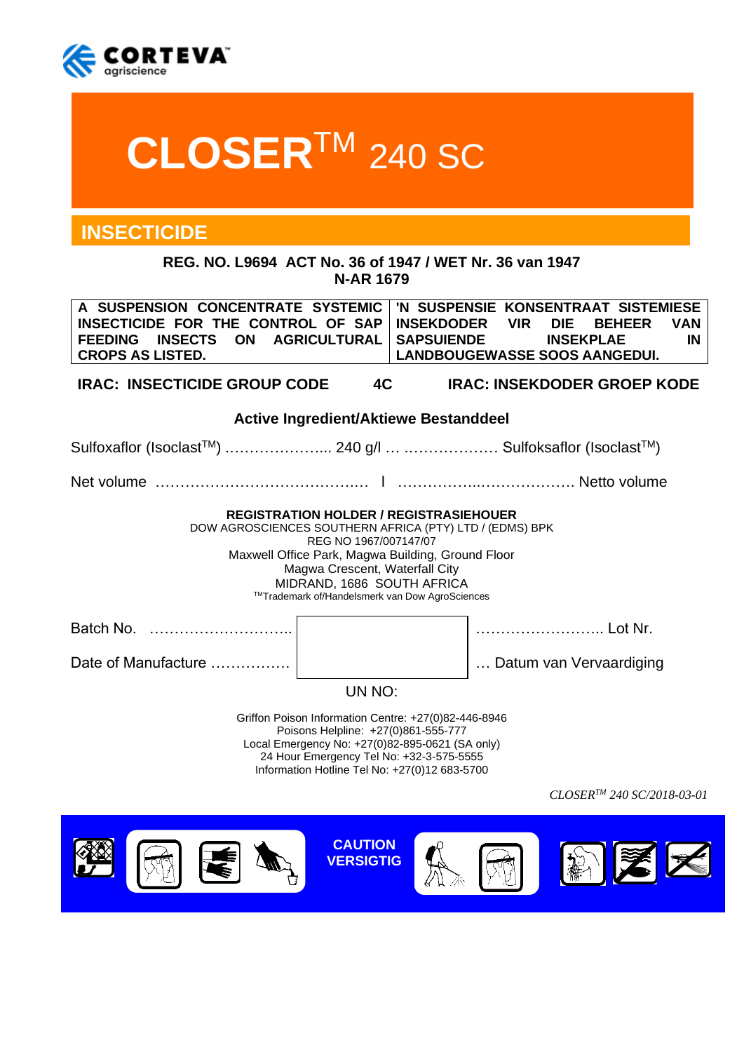CORTEVA agriscience

# CLOSER™ 240 SC

## INSECTICIDE

**REG. NO. L9694 ACT No. 36 of 1947 / WET Nr. 36 van 1947**
**N-AR 1679**

| A SUSPENSION CONCENTRATE SYSTEMIC INSECTICIDE FOR THE CONTROL OF SAP FEEDING INSECTS ON AGRICULTURAL CROPS AS LISTED. | 'N SUSPENSIE KONSENTRAAT SISTEMIESE INSEKDODER VIR DIE BEHEER VAN SAPSUIENDE INSEKPLAE IN LANDBOUGEWASSE SOOS AANGEDUI. |
| --- | --- |

**IRAC: INSECTICIDE GROUP CODE 4C IRAC: INSEKDODER GROEP KODE**

**Active Ingredient/Aktiewe Bestanddeel**

Sulfoxaflor (Isoclast™) ………………... 240 g/l … ………………. Sulfoksaflor (Isoclast™)

Net volume …………………………………… l ……………..………………. Netto volume

**REGISTRATION HOLDER / REGISTRASIEHOUER**
DOW AGROSCIENCES SOUTHERN AFRICA (PTY) LTD / (EDMS) BPK
REG NO 1967/007147/07
Maxwell Office Park, Magwa Building, Ground Floor
Magwa Crescent, Waterfall City
MIDRAND, 1686 SOUTH AFRICA
™Trademark of/Handelsmerk van Dow AgroSciences

Batch No. ……………………….. …………………….. Lot Nr.

Date of Manufacture ……………. … Datum van Vervaardiging

UN NO:

Griffon Poison Information Centre: +27(0)82-446-8946
Poisons Helpline: +27(0)861-555-777
Local Emergency No: +27(0)82-895-0621 (SA only)
24 Hour Emergency Tel No: +32-3-575-5555
Information Hotline Tel No: +27(0)12 683-5700

*CLOSER™ 240 SC/2018-03-01*

**CAUTION**
**VERSIGTIG**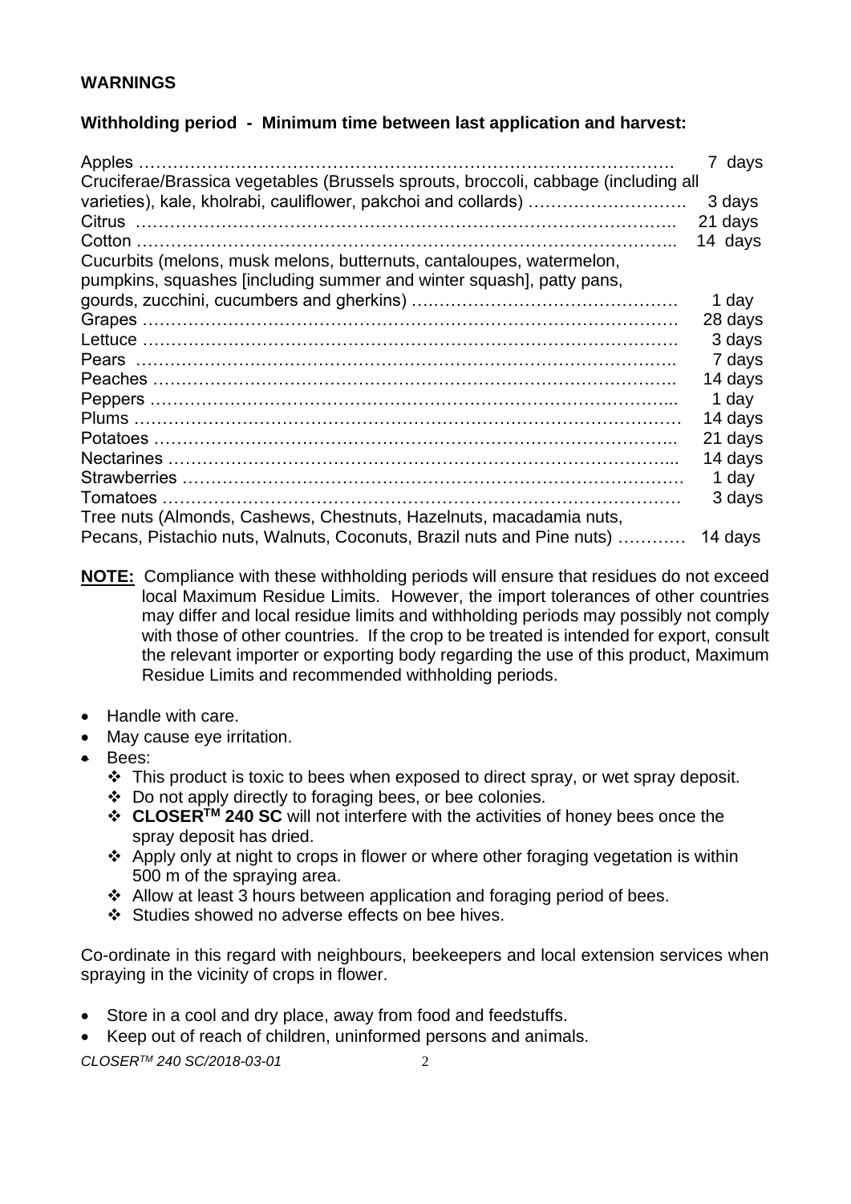**WARNINGS**

**Withholding period - Minimum time between last application and harvest:**

| Crop | Withholding period |
|---|---|
| Apples | 7 days |
| Cruciferae/Brassica vegetables (Brussels sprouts, broccoli, cabbage (including all varieties), kale, kholrabi, cauliflower, pakchoi and collards) | 3 days |
| Citrus | 21 days |
| Cotton | 14 days |
| Cucurbits (melons, musk melons, butternuts, cantaloupes, watermelon, pumpkins, squashes [including summer and winter squash], patty pans, gourds, zucchini, cucumbers and gherkins) | 1 day |
| Grapes | 28 days |
| Lettuce | 3 days |
| Pears | 7 days |
| Peaches | 14 days |
| Peppers | 1 day |
| Plums | 14 days |
| Potatoes | 21 days |
| Nectarines | 14 days |
| Strawberries | 1 day |
| Tomatoes | 3 days |
| Tree nuts (Almonds, Cashews, Chestnuts, Hazelnuts, macadamia nuts, Pecans, Pistachio nuts, Walnuts, Coconuts, Brazil nuts and Pine nuts) | 14 days |

**NOTE:** Compliance with these withholding periods will ensure that residues do not exceed local Maximum Residue Limits. However, the import tolerances of other countries may differ and local residue limits and withholding periods may possibly not comply with those of other countries. If the crop to be treated is intended for export, consult the relevant importer or exporting body regarding the use of this product, Maximum Residue Limits and recommended withholding periods.

- Handle with care.
- May cause eye irritation.
- Bees:
  - This product is toxic to bees when exposed to direct spray, or wet spray deposit.
  - Do not apply directly to foraging bees, or bee colonies.
  - **CLOSER™ 240 SC** will not interfere with the activities of honey bees once the spray deposit has dried.
  - Apply only at night to crops in flower or where other foraging vegetation is within 500 m of the spraying area.
  - Allow at least 3 hours between application and foraging period of bees.
  - Studies showed no adverse effects on bee hives.

Co-ordinate in this regard with neighbours, beekeepers and local extension services when spraying in the vicinity of crops in flower.

- Store in a cool and dry place, away from food and feedstuffs.
- Keep out of reach of children, uninformed persons and animals.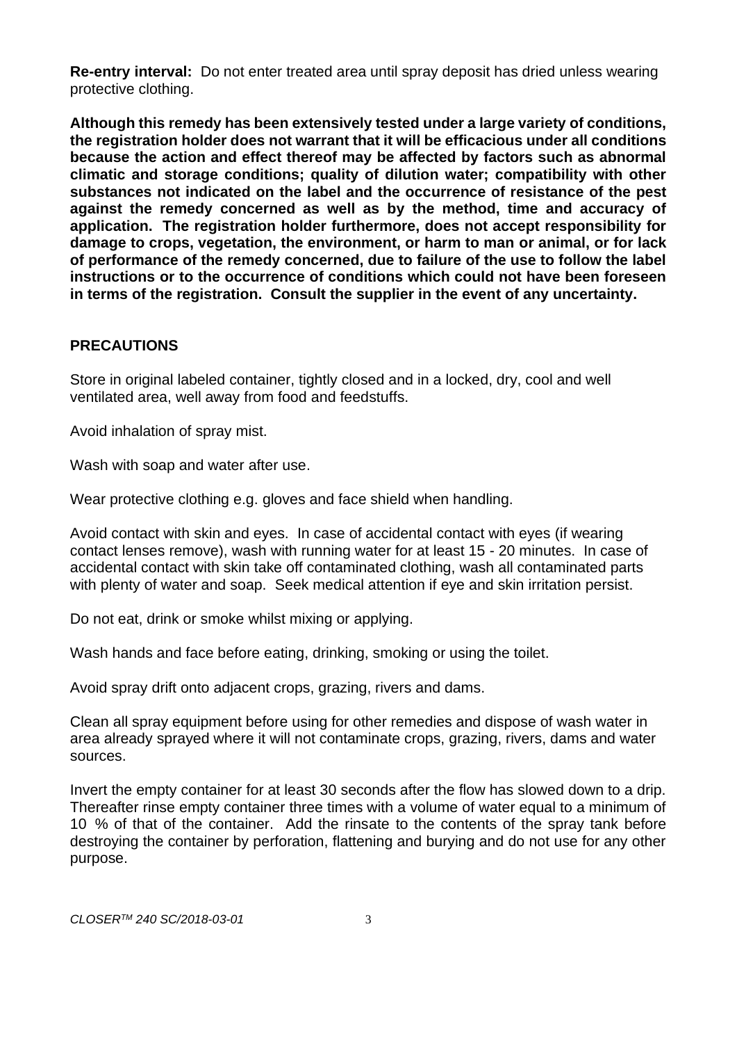**Re-entry interval:** Do not enter treated area until spray deposit has dried unless wearing protective clothing.

**Although this remedy has been extensively tested under a large variety of conditions, the registration holder does not warrant that it will be efficacious under all conditions because the action and effect thereof may be affected by factors such as abnormal climatic and storage conditions; quality of dilution water; compatibility with other substances not indicated on the label and the occurrence of resistance of the pest against the remedy concerned as well as by the method, time and accuracy of application. The registration holder furthermore, does not accept responsibility for damage to crops, vegetation, the environment, or harm to man or animal, or for lack of performance of the remedy concerned, due to failure of the use to follow the label instructions or to the occurrence of conditions which could not have been foreseen in terms of the registration. Consult the supplier in the event of any uncertainty.**

## PRECAUTIONS

Store in original labeled container, tightly closed and in a locked, dry, cool and well ventilated area, well away from food and feedstuffs.

Avoid inhalation of spray mist.

Wash with soap and water after use.

Wear protective clothing e.g. gloves and face shield when handling.

Avoid contact with skin and eyes. In case of accidental contact with eyes (if wearing contact lenses remove), wash with running water for at least 15 - 20 minutes. In case of accidental contact with skin take off contaminated clothing, wash all contaminated parts with plenty of water and soap. Seek medical attention if eye and skin irritation persist.

Do not eat, drink or smoke whilst mixing or applying.

Wash hands and face before eating, drinking, smoking or using the toilet.

Avoid spray drift onto adjacent crops, grazing, rivers and dams.

Clean all spray equipment before using for other remedies and dispose of wash water in area already sprayed where it will not contaminate crops, grazing, rivers, dams and water sources.

Invert the empty container for at least 30 seconds after the flow has slowed down to a drip. Thereafter rinse empty container three times with a volume of water equal to a minimum of 10 % of that of the container. Add the rinsate to the contents of the spray tank before destroying the container by perforation, flattening and burying and do not use for any other purpose.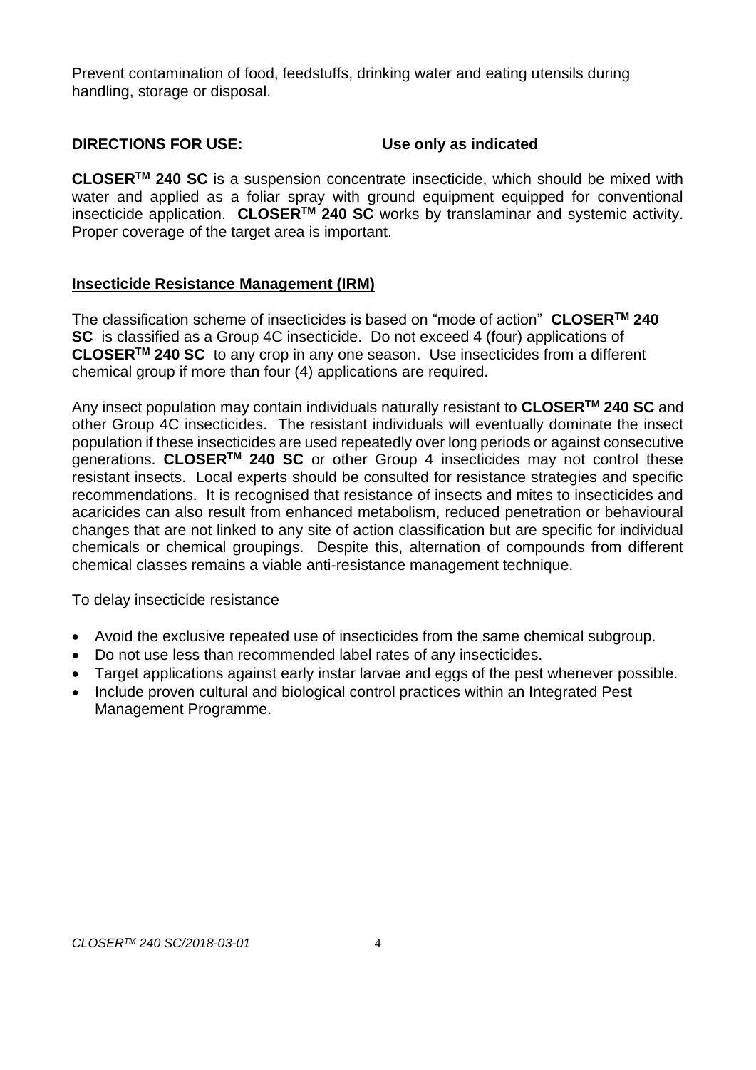Prevent contamination of food, feedstuffs, drinking water and eating utensils during handling, storage or disposal.

**DIRECTIONS FOR USE:** **Use only as indicated**

**CLOSER™ 240 SC** is a suspension concentrate insecticide, which should be mixed with water and applied as a foliar spray with ground equipment equipped for conventional insecticide application. **CLOSER™ 240 SC** works by translaminar and systemic activity. Proper coverage of the target area is important.

**Insecticide Resistance Management (IRM)**

The classification scheme of insecticides is based on "mode of action" **CLOSER™ 240 SC** is classified as a Group 4C insecticide. Do not exceed 4 (four) applications of **CLOSER™ 240 SC** to any crop in any one season. Use insecticides from a different chemical group if more than four (4) applications are required.

Any insect population may contain individuals naturally resistant to **CLOSER™ 240 SC** and other Group 4C insecticides. The resistant individuals will eventually dominate the insect population if these insecticides are used repeatedly over long periods or against consecutive generations. **CLOSER™ 240 SC** or other Group 4 insecticides may not control these resistant insects. Local experts should be consulted for resistance strategies and specific recommendations. It is recognised that resistance of insects and mites to insecticides and acaricides can also result from enhanced metabolism, reduced penetration or behavioural changes that are not linked to any site of action classification but are specific for individual chemicals or chemical groupings. Despite this, alternation of compounds from different chemical classes remains a viable anti-resistance management technique.

To delay insecticide resistance

- Avoid the exclusive repeated use of insecticides from the same chemical subgroup.
- Do not use less than recommended label rates of any insecticides.
- Target applications against early instar larvae and eggs of the pest whenever possible.
- Include proven cultural and biological control practices within an Integrated Pest Management Programme.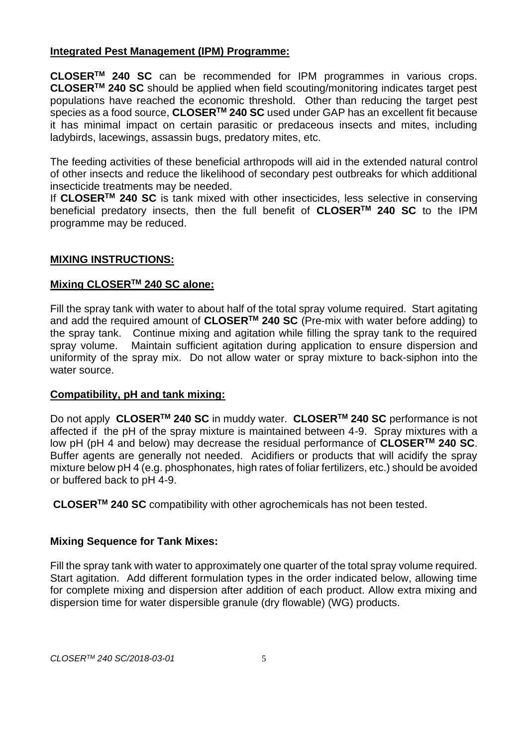## Integrated Pest Management (IPM) Programme:

**CLOSER™ 240 SC** can be recommended for IPM programmes in various crops. **CLOSER™ 240 SC** should be applied when field scouting/monitoring indicates target pest populations have reached the economic threshold. Other than reducing the target pest species as a food source, **CLOSER™ 240 SC** used under GAP has an excellent fit because it has minimal impact on certain parasitic or predaceous insects and mites, including ladybirds, lacewings, assassin bugs, predatory mites, etc.

The feeding activities of these beneficial arthropods will aid in the extended natural control of other insects and reduce the likelihood of secondary pest outbreaks for which additional insecticide treatments may be needed.

If **CLOSER™ 240 SC** is tank mixed with other insecticides, less selective in conserving beneficial predatory insects, then the full benefit of **CLOSER™ 240 SC** to the IPM programme may be reduced.

## MIXING INSTRUCTIONS:

### Mixing CLOSER™ 240 SC alone:

Fill the spray tank with water to about half of the total spray volume required. Start agitating and add the required amount of **CLOSER™ 240 SC** (Pre-mix with water before adding) to the spray tank. Continue mixing and agitation while filling the spray tank to the required spray volume. Maintain sufficient agitation during application to ensure dispersion and uniformity of the spray mix. Do not allow water or spray mixture to back-siphon into the water source.

### Compatibility, pH and tank mixing:

Do not apply **CLOSER™ 240 SC** in muddy water. **CLOSER™ 240 SC** performance is not affected if the pH of the spray mixture is maintained between 4-9. Spray mixtures with a low pH (pH 4 and below) may decrease the residual performance of **CLOSER™ 240 SC**. Buffer agents are generally not needed. Acidifiers or products that will acidify the spray mixture below pH 4 (e.g. phosphonates, high rates of foliar fertilizers, etc.) should be avoided or buffered back to pH 4-9.

**CLOSER™ 240 SC** compatibility with other agrochemicals has not been tested.

### Mixing Sequence for Tank Mixes:

Fill the spray tank with water to approximately one quarter of the total spray volume required. Start agitation. Add different formulation types in the order indicated below, allowing time for complete mixing and dispersion after addition of each product. Allow extra mixing and dispersion time for water dispersible granule (dry flowable) (WG) products.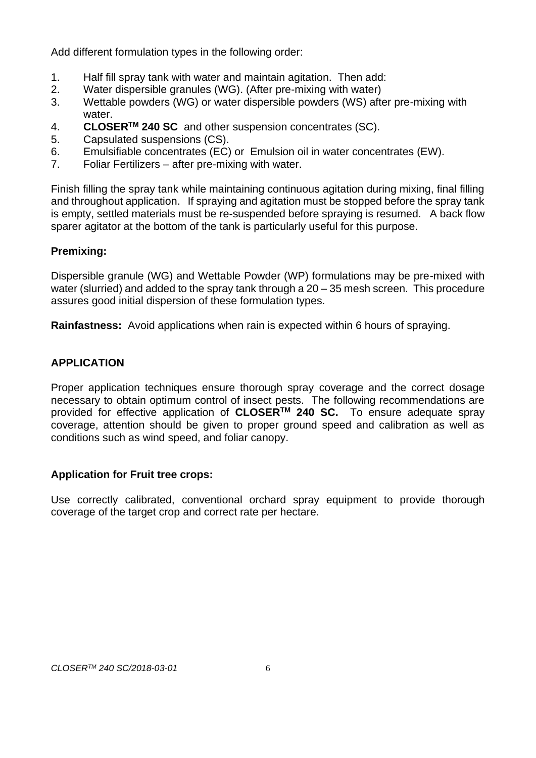Add different formulation types in the following order:

1. Half fill spray tank with water and maintain agitation. Then add:
2. Water dispersible granules (WG). (After pre-mixing with water)
3. Wettable powders (WG) or water dispersible powders (WS) after pre-mixing with water.
4. **CLOSER$^{TM}$ 240 SC** and other suspension concentrates (SC).
5. Capsulated suspensions (CS).
6. Emulsifiable concentrates (EC) or Emulsion oil in water concentrates (EW).
7. Foliar Fertilizers – after pre-mixing with water.

Finish filling the spray tank while maintaining continuous agitation during mixing, final filling and throughout application. If spraying and agitation must be stopped before the spray tank is empty, settled materials must be re-suspended before spraying is resumed. A back flow sparer agitator at the bottom of the tank is particularly useful for this purpose.

**Premixing:**

Dispersible granule (WG) and Wettable Powder (WP) formulations may be pre-mixed with water (slurried) and added to the spray tank through a 20 – 35 mesh screen. This procedure assures good initial dispersion of these formulation types.

**Rainfastness:** Avoid applications when rain is expected within 6 hours of spraying.

## APPLICATION

Proper application techniques ensure thorough spray coverage and the correct dosage necessary to obtain optimum control of insect pests. The following recommendations are provided for effective application of **CLOSER$^{TM}$ 240 SC.** To ensure adequate spray coverage, attention should be given to proper ground speed and calibration as well as conditions such as wind speed, and foliar canopy.

### Application for Fruit tree crops:

Use correctly calibrated, conventional orchard spray equipment to provide thorough coverage of the target crop and correct rate per hectare.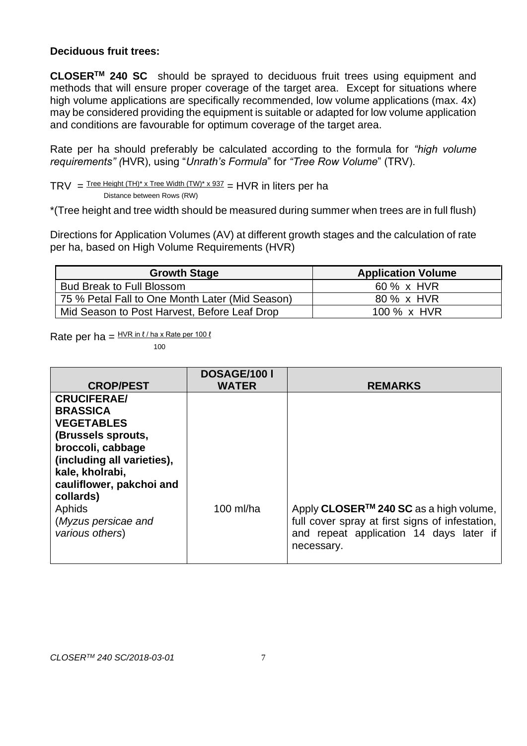**Deciduous fruit trees:**

**CLOSER™ 240 SC** should be sprayed to deciduous fruit trees using equipment and methods that will ensure proper coverage of the target area. Except for situations where high volume applications are specifically recommended, low volume applications (max. 4x) may be considered providing the equipment is suitable or adapted for low volume application and conditions are favourable for optimum coverage of the target area.

Rate per ha should preferably be calculated according to the formula for *"high volume requirements" (*HVR), using "*Unrath's Formula*" for *"Tree Row Volume*" (TRV).

$$TRV = \frac{\text{Tree Height (TH)* x Tree Width (TW)* x 937}}{\text{Distance between Rows (RW)}} = \text{HVR in liters per ha}$$

*(Tree height and tree width should be measured during summer when trees are in full flush)

Directions for Application Volumes (AV) at different growth stages and the calculation of rate per ha, based on High Volume Requirements (HVR)

| Growth Stage | Application Volume |
|---|---|
| Bud Break to Full Blossom | 60 % x HVR |
| 75 % Petal Fall to One Month Later (Mid Season) | 80 % x HVR |
| Mid Season to Post Harvest, Before Leaf Drop | 100 % x HVR |

$$\text{Rate per ha} = \frac{\text{HVR in } \ell \text{ / ha x Rate per 100 } \ell}{100}$$

| CROP/PEST | DOSAGE/100 l WATER | REMARKS |
|---|---|---|
| **CRUCIFERAE/ BRASSICA VEGETABLES (Brussels sprouts, broccoli, cabbage (including all varieties), kale, kholrabi, cauliflower, pakchoi and collards)** Aphids (*Myzus persicae and various others*) | 100 ml/ha | Apply **CLOSER™ 240 SC** as a high volume, full cover spray at first signs of infestation, and repeat application 14 days later if necessary. |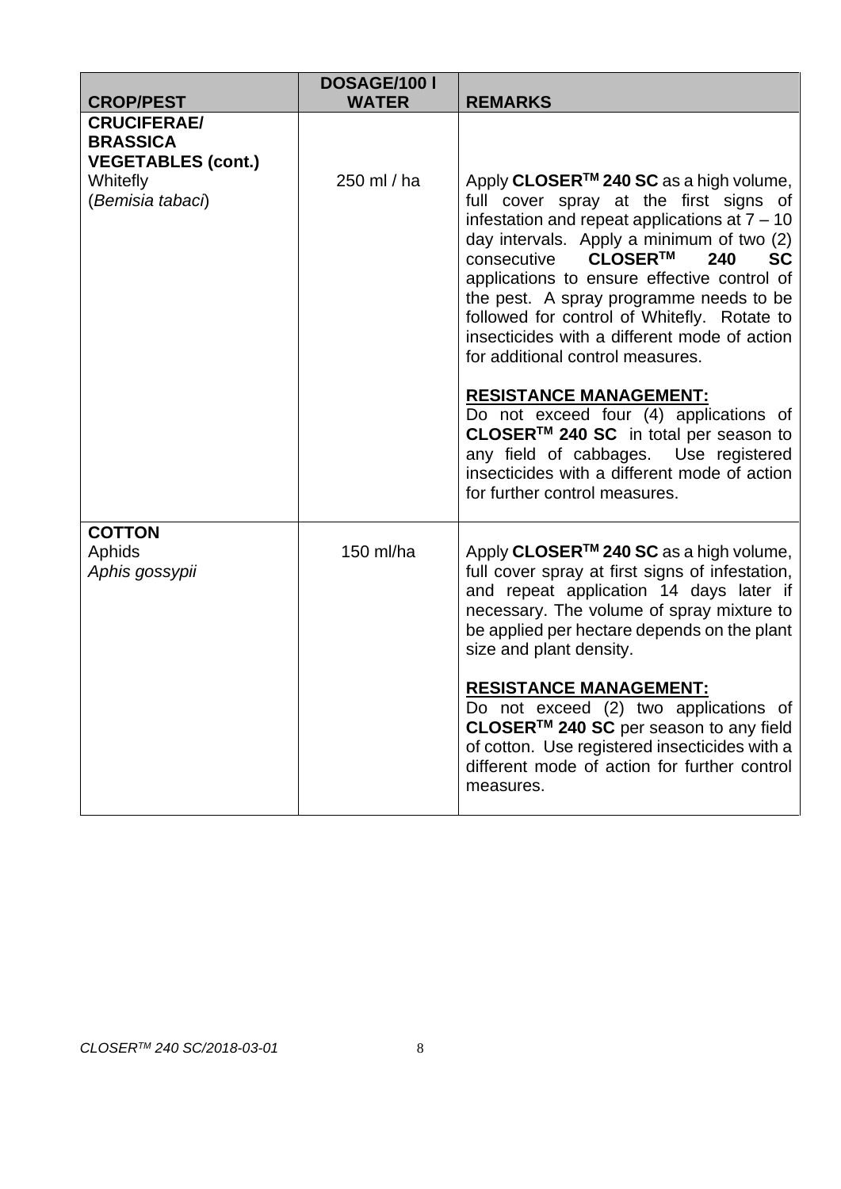| CROP/PEST | DOSAGE/100 l WATER | REMARKS |
|---|---|---|
| **CRUCIFERAE/ BRASSICA VEGETABLES (cont.)**<br>Whitefly<br>(*Bemisia tabaci*) | 250 ml / ha | Apply **CLOSER™ 240 SC** as a high volume, full cover spray at the first signs of infestation and repeat applications at 7 – 10 day intervals. Apply a minimum of two (2) consecutive **CLOSER™ 240 SC** applications to ensure effective control of the pest. A spray programme needs to be followed for control of Whitefly. Rotate to insecticides with a different mode of action for additional control measures.<br><br>**RESISTANCE MANAGEMENT:**<br>Do not exceed four (4) applications of **CLOSER™ 240 SC** in total per season to any field of cabbages. Use registered insecticides with a different mode of action for further control measures. |
| **COTTON**<br>Aphids<br>*Aphis gossypii* | 150 ml/ha | Apply **CLOSER™ 240 SC** as a high volume, full cover spray at first signs of infestation, and repeat application 14 days later if necessary. The volume of spray mixture to be applied per hectare depends on the plant size and plant density.<br><br>**RESISTANCE MANAGEMENT:**<br>Do not exceed (2) two applications of **CLOSER™ 240 SC** per season to any field of cotton. Use registered insecticides with a different mode of action for further control measures. |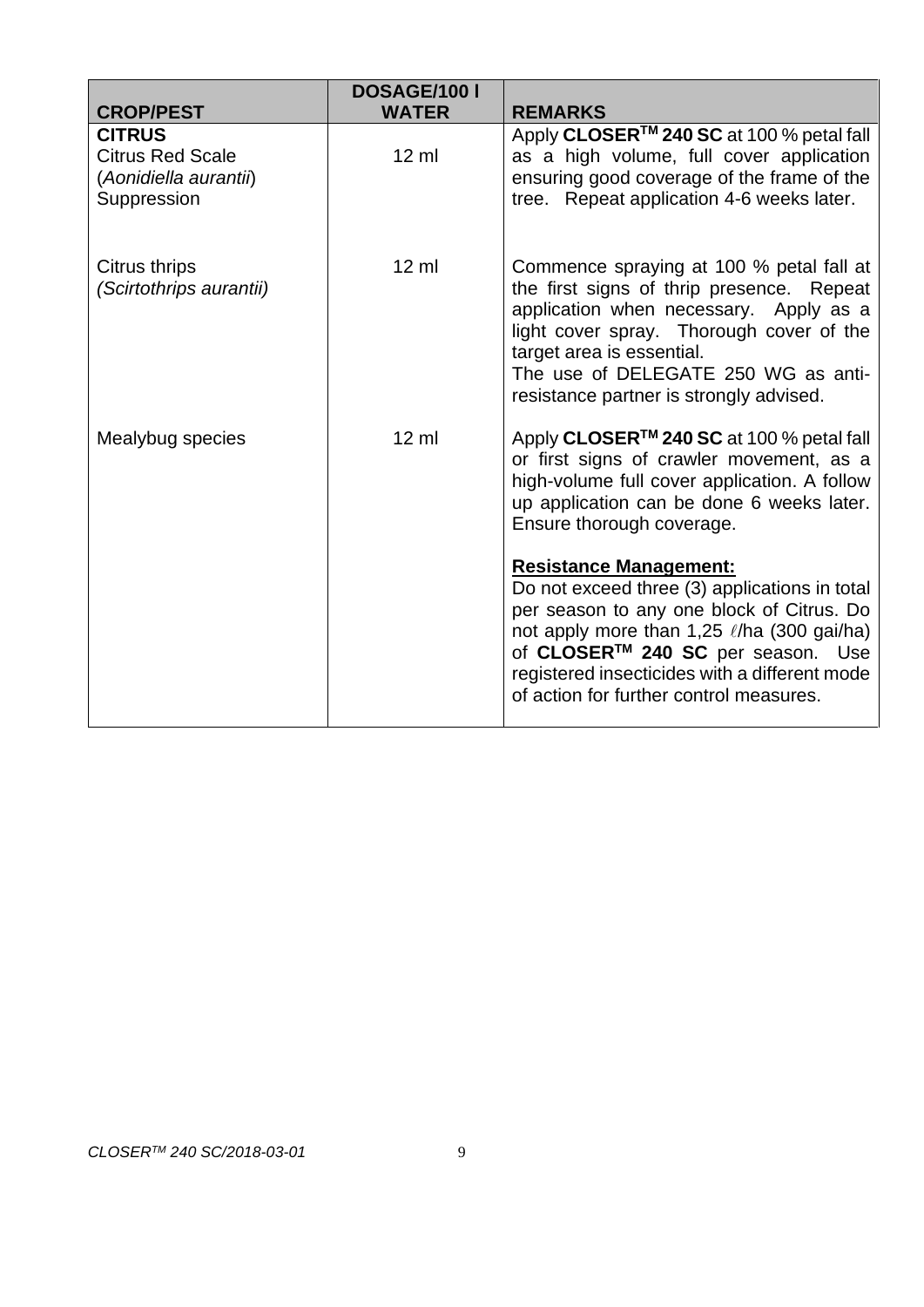| CROP/PEST | DOSAGE/100 l WATER | REMARKS |
|---|---|---|
| **CITRUS**<br>Citrus Red Scale<br>(*Aonidiella aurantii*)<br>Suppression | 12 ml | Apply **CLOSER™ 240 SC** at 100 % petal fall as a high volume, full cover application ensuring good coverage of the frame of the tree. Repeat application 4-6 weeks later. |
| Citrus thrips<br>*(Scirtothrips aurantii)* | 12 ml | Commence spraying at 100 % petal fall at the first signs of thrip presence. Repeat application when necessary. Apply as a light cover spray. Thorough cover of the target area is essential.<br>The use of DELEGATE 250 WG as anti-resistance partner is strongly advised. |
| Mealybug species | 12 ml | Apply **CLOSER™ 240 SC** at 100 % petal fall or first signs of crawler movement, as a high-volume full cover application. A follow up application can be done 6 weeks later. Ensure thorough coverage.<br><br>**Resistance Management:**<br>Do not exceed three (3) applications in total per season to any one block of Citrus. Do not apply more than 1,25 ℓ/ha (300 gai/ha) of **CLOSER™ 240 SC** per season. Use registered insecticides with a different mode of action for further control measures. |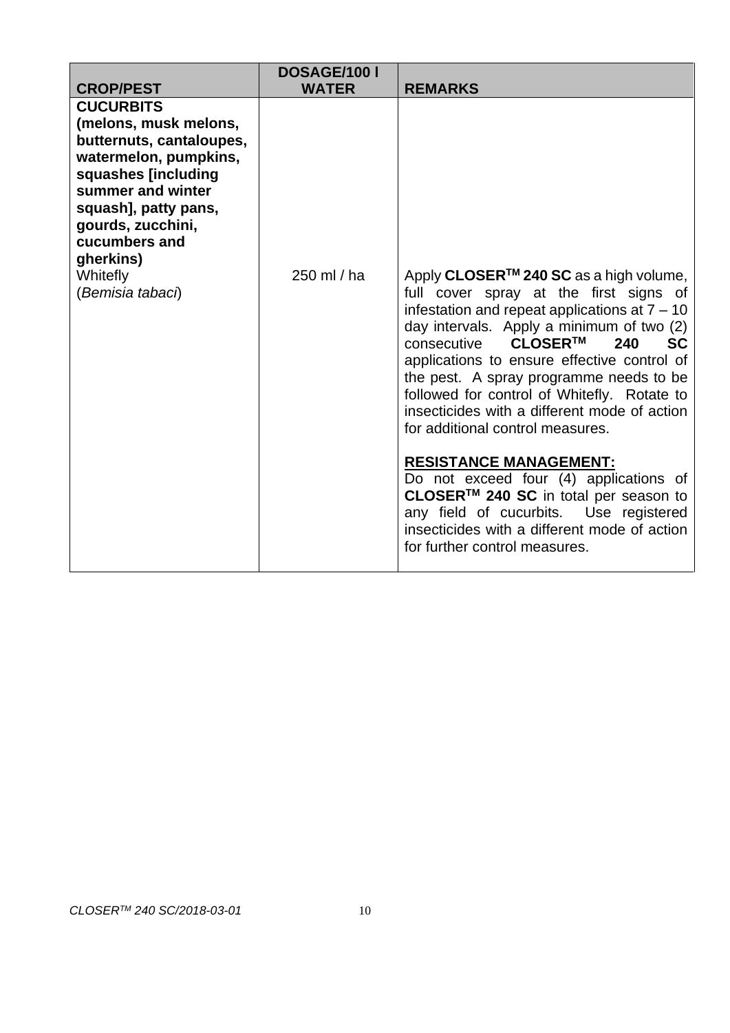| CROP/PEST | DOSAGE/100 l WATER | REMARKS |
|---|---|---|
| **CUCURBITS (melons, musk melons, butternuts, cantaloupes, watermelon, pumpkins, squashes [including summer and winter squash], patty pans, gourds, zucchini, cucumbers and gherkins)**<br>Whitefly<br>(*Bemisia tabaci*) | 250 ml / ha | Apply **CLOSER™ 240 SC** as a high volume, full cover spray at the first signs of infestation and repeat applications at 7 – 10 day intervals. Apply a minimum of two (2) consecutive **CLOSER™ 240 SC** applications to ensure effective control of the pest. A spray programme needs to be followed for control of Whitefly. Rotate to insecticides with a different mode of action for additional control measures.<br><br>**<u>RESISTANCE MANAGEMENT:</u>**<br>Do not exceed four (4) applications of **CLOSER™ 240 SC** in total per season to any field of cucurbits. Use registered insecticides with a different mode of action for further control measures. |

*CLOSER™ 240 SC/2018-03-01*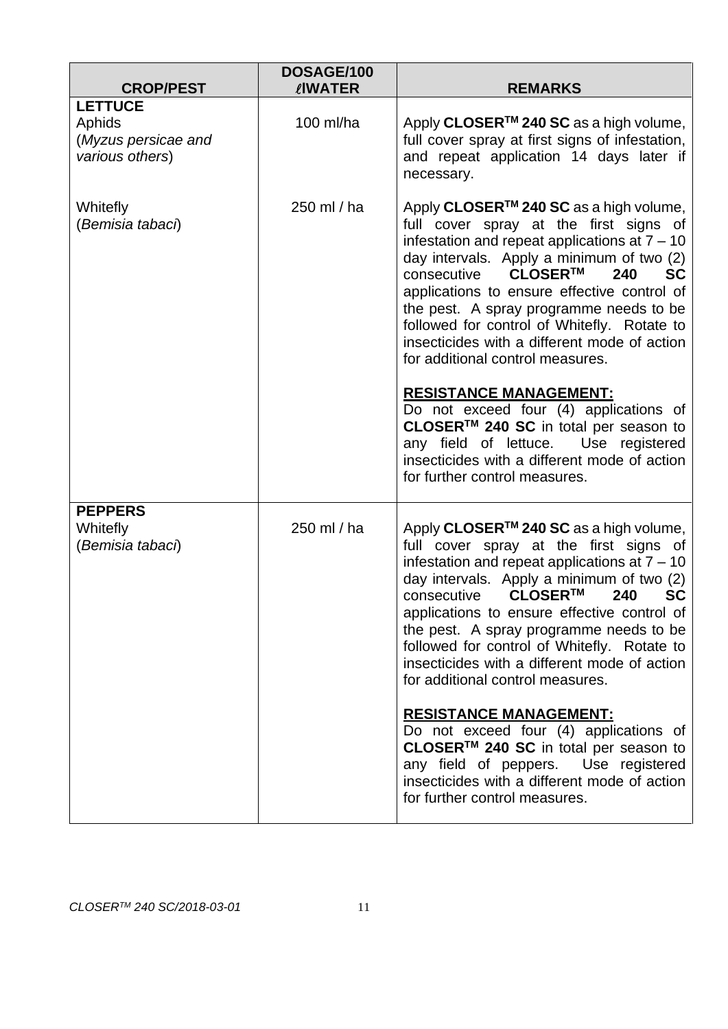| CROP/PEST | DOSAGE/100 ℓWATER | REMARKS |
|---|---|---|
| **LETTUCE**<br>Aphids<br>(*Myzus persicae and various others*) | 100 ml/ha | Apply **CLOSER™ 240 SC** as a high volume, full cover spray at first signs of infestation, and repeat application 14 days later if necessary. |
| Whitefly<br>(*Bemisia tabaci*) | 250 ml / ha | Apply **CLOSER™ 240 SC** as a high volume, full cover spray at the first signs of infestation and repeat applications at 7 – 10 day intervals. Apply a minimum of two (2) consecutive **CLOSER™ 240 SC** applications to ensure effective control of the pest. A spray programme needs to be followed for control of Whitefly. Rotate to insecticides with a different mode of action for additional control measures.<br><br>**RESISTANCE MANAGEMENT:**<br>Do not exceed four (4) applications of **CLOSER™ 240 SC** in total per season to any field of lettuce. Use registered insecticides with a different mode of action for further control measures. |
| **PEPPERS**<br>Whitefly<br>(*Bemisia tabaci*) | 250 ml / ha | Apply **CLOSER™ 240 SC** as a high volume, full cover spray at the first signs of infestation and repeat applications at 7 – 10 day intervals. Apply a minimum of two (2) consecutive **CLOSER™ 240 SC** applications to ensure effective control of the pest. A spray programme needs to be followed for control of Whitefly. Rotate to insecticides with a different mode of action for additional control measures.<br><br>**RESISTANCE MANAGEMENT:**<br>Do not exceed four (4) applications of **CLOSER™ 240 SC** in total per season to any field of peppers. Use registered insecticides with a different mode of action for further control measures. |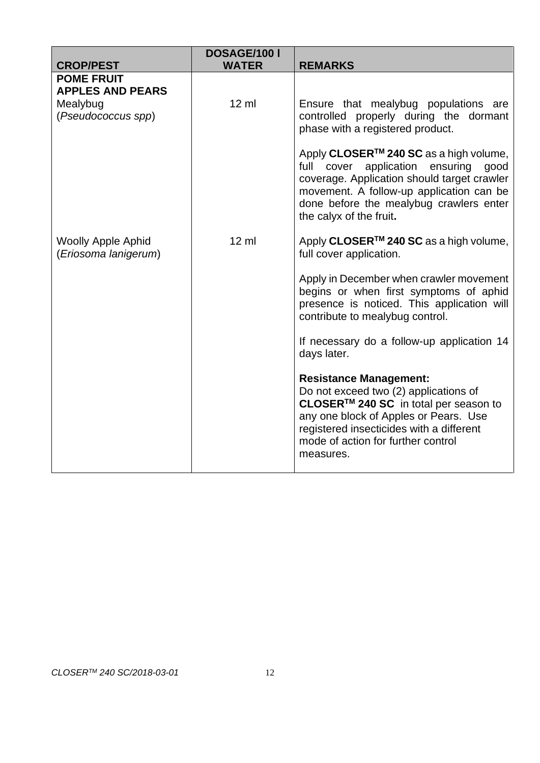| CROP/PEST | DOSAGE/100 l WATER | REMARKS |
|---|---|---|
| **POME FRUIT**<br>**APPLES AND PEARS**<br>Mealybug<br>(*Pseudococcus spp*) | 12 ml | Ensure that mealybug populations are controlled properly during the dormant phase with a registered product.<br><br>Apply **CLOSER™ 240 SC** as a high volume, full cover application ensuring good coverage. Application should target crawler movement. A follow-up application can be done before the mealybug crawlers enter the calyx of the fruit**.** |
| Woolly Apple Aphid<br>(*Eriosoma lanigerum*) | 12 ml | Apply **CLOSER™ 240 SC** as a high volume, full cover application.<br><br>Apply in December when crawler movement begins or when first symptoms of aphid presence is noticed. This application will contribute to mealybug control.<br><br>If necessary do a follow-up application 14 days later.<br><br>**Resistance Management:**<br>Do not exceed two (2) applications of **CLOSER™ 240 SC** in total per season to any one block of Apples or Pears. Use registered insecticides with a different mode of action for further control measures. |

*CLOSER™ 240 SC/2018-03-01*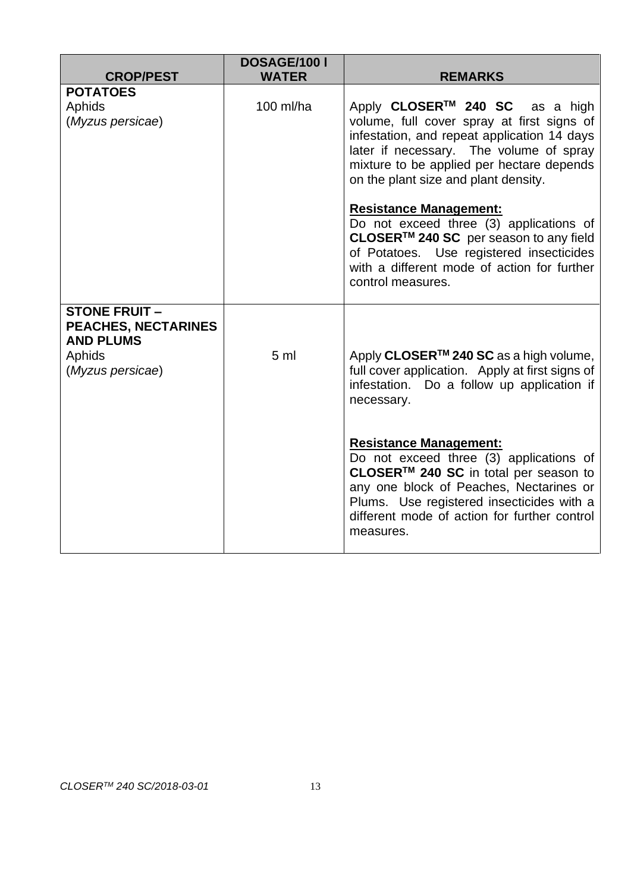| CROP/PEST | DOSAGE/100 l WATER | REMARKS |
|---|---|---|
| **POTATOES**<br>Aphids<br>(*Myzus persicae*) | 100 ml/ha | Apply **CLOSER™ 240 SC** as a high volume, full cover spray at first signs of infestation, and repeat application 14 days later if necessary. The volume of spray mixture to be applied per hectare depends on the plant size and plant density.<br><br>**Resistance Management:**<br>Do not exceed three (3) applications of **CLOSER™ 240 SC** per season to any field of Potatoes. Use registered insecticides with a different mode of action for further control measures. |
| **STONE FRUIT – PEACHES, NECTARINES AND PLUMS**<br>Aphids<br>(*Myzus persicae*) | 5 ml | Apply **CLOSER™ 240 SC** as a high volume, full cover application. Apply at first signs of infestation. Do a follow up application if necessary.<br><br>**Resistance Management:**<br>Do not exceed three (3) applications of **CLOSER™ 240 SC** in total per season to any one block of Peaches, Nectarines or Plums. Use registered insecticides with a different mode of action for further control measures. |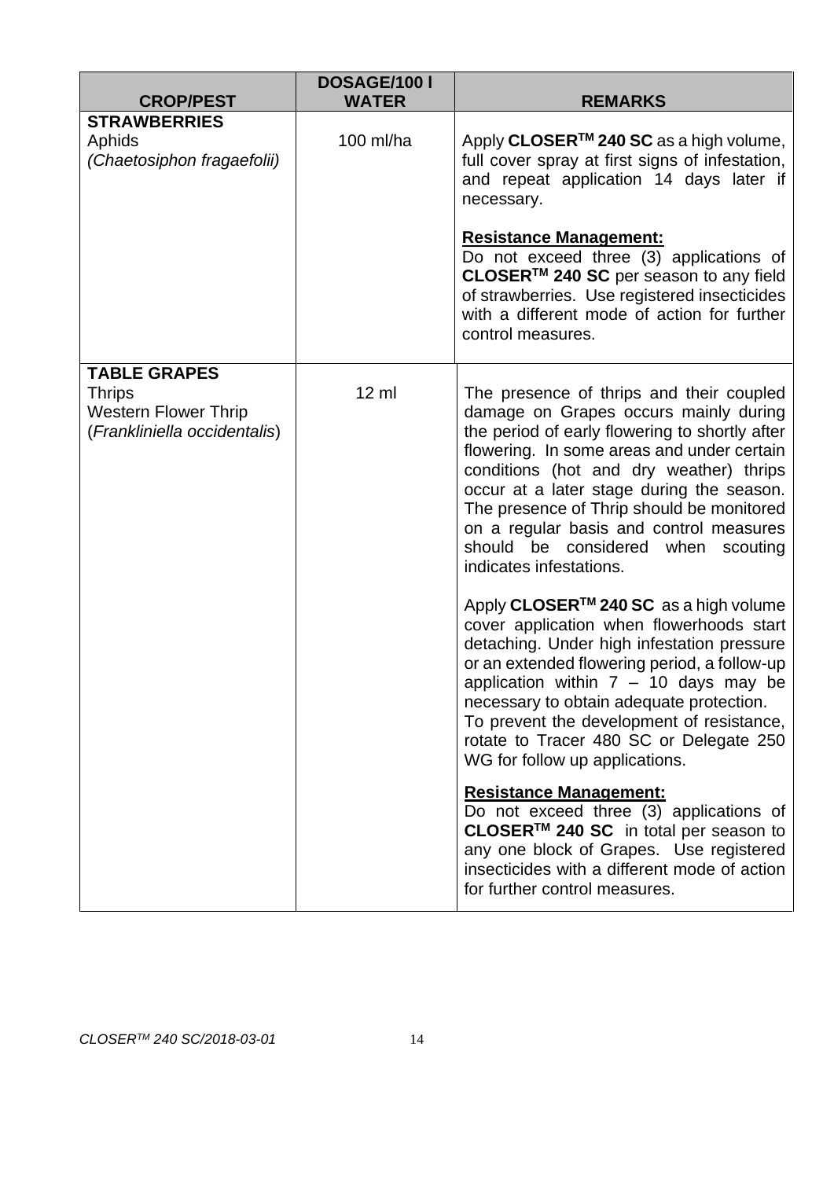| CROP/PEST | DOSAGE/100 l WATER | REMARKS |
|---|---|---|
| **STRAWBERRIES**<br>Aphids<br>*(Chaetosiphon fragaefolii)* | 100 ml/ha | Apply **CLOSER™ 240 SC** as a high volume, full cover spray at first signs of infestation, and repeat application 14 days later if necessary.<br><br>**Resistance Management:**<br>Do not exceed three (3) applications of **CLOSER™ 240 SC** per season to any field of strawberries. Use registered insecticides with a different mode of action for further control measures. |
| **TABLE GRAPES**<br>Thrips<br>Western Flower Thrip<br>(*Frankliniella occidentalis*) | 12 ml | The presence of thrips and their coupled damage on Grapes occurs mainly during the period of early flowering to shortly after flowering. In some areas and under certain conditions (hot and dry weather) thrips occur at a later stage during the season. The presence of Thrip should be monitored on a regular basis and control measures should be considered when scouting indicates infestations.<br><br>Apply **CLOSER™ 240 SC** as a high volume cover application when flowerhoods start detaching. Under high infestation pressure or an extended flowering period, a follow-up application within 7 – 10 days may be necessary to obtain adequate protection. To prevent the development of resistance, rotate to Tracer 480 SC or Delegate 250 WG for follow up applications.<br><br>**Resistance Management:**<br>Do not exceed three (3) applications of **CLOSER™ 240 SC** in total per season to any one block of Grapes. Use registered insecticides with a different mode of action for further control measures. |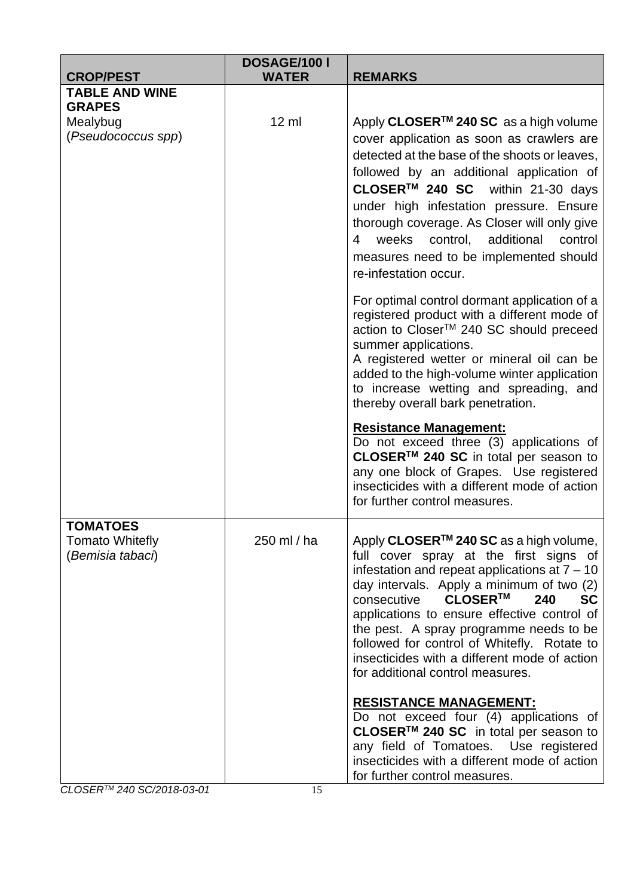| CROP/PEST | DOSAGE/100 l WATER | REMARKS |
|---|---|---|
| **TABLE AND WINE GRAPES**<br>Mealybug<br>(*Pseudococcus spp*) | 12 ml | Apply **CLOSER™ 240 SC** as a high volume cover application as soon as crawlers are detected at the base of the shoots or leaves, followed by an additional application of **CLOSER™ 240 SC** within 21-30 days under high infestation pressure. Ensure thorough coverage. As Closer will only give 4 weeks control, additional control measures need to be implemented should re-infestation occur.<br><br>For optimal control dormant application of a registered product with a different mode of action to Closer™ 240 SC should preceed summer applications.<br>A registered wetter or mineral oil can be added to the high-volume winter application to increase wetting and spreading, and thereby overall bark penetration.<br><br>**Resistance Management:**<br>Do not exceed three (3) applications of **CLOSER™ 240 SC** in total per season to any one block of Grapes. Use registered insecticides with a different mode of action for further control measures. |
| **TOMATOES**<br>Tomato Whitefly<br>(*Bemisia tabaci*) | 250 ml / ha | Apply **CLOSER™ 240 SC** as a high volume, full cover spray at the first signs of infestation and repeat applications at 7 – 10 day intervals. Apply a minimum of two (2) consecutive **CLOSER™ 240 SC** applications to ensure effective control of the pest. A spray programme needs to be followed for control of Whitefly. Rotate to insecticides with a different mode of action for additional control measures.<br><br>**RESISTANCE MANAGEMENT:**<br>Do not exceed four (4) applications of **CLOSER™ 240 SC** in total per season to any field of Tomatoes. Use registered insecticides with a different mode of action for further control measures. |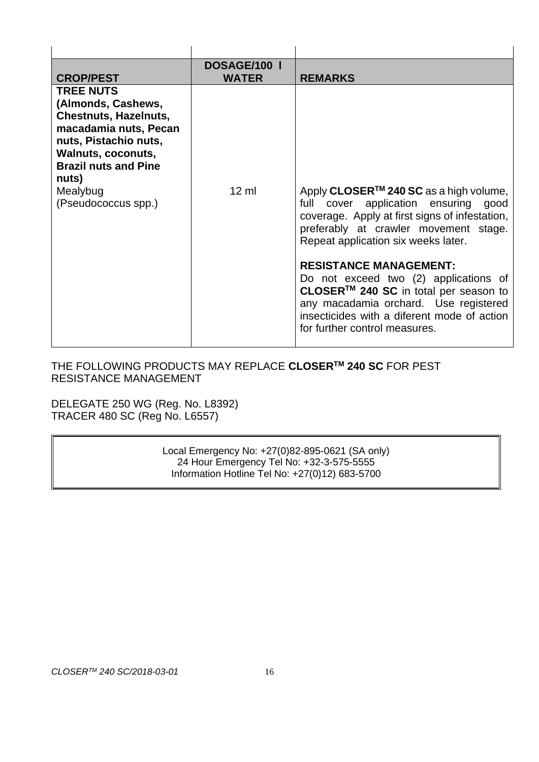| **CROP/PEST** | **DOSAGE/100 l WATER** | **REMARKS** |
|---|---|---|
| **TREE NUTS (Almonds, Cashews, Chestnuts, Hazelnuts, macadamia nuts, Pecan nuts, Pistachio nuts, Walnuts, coconuts, Brazil nuts and Pine nuts)**<br>Mealybug<br>(Pseudococcus spp.) | 12 ml | Apply **CLOSER™ 240 SC** as a high volume, full cover application ensuring good coverage. Apply at first signs of infestation, preferably at crawler movement stage. Repeat application six weeks later.<br><br>**RESISTANCE MANAGEMENT:**<br>Do not exceed two (2) applications of **CLOSER™ 240 SC** in total per season to any macadamia orchard. Use registered insecticides with a diferent mode of action for further control measures. |

THE FOLLOWING PRODUCTS MAY REPLACE **CLOSER™ 240 SC** FOR PEST RESISTANCE MANAGEMENT

DELEGATE 250 WG (Reg. No. L8392)
TRACER 480 SC (Reg No. L6557)

Local Emergency No: +27(0)82-895-0621 (SA only)
24 Hour Emergency Tel No: +32-3-575-5555
Information Hotline Tel No: +27(0)12) 683-5700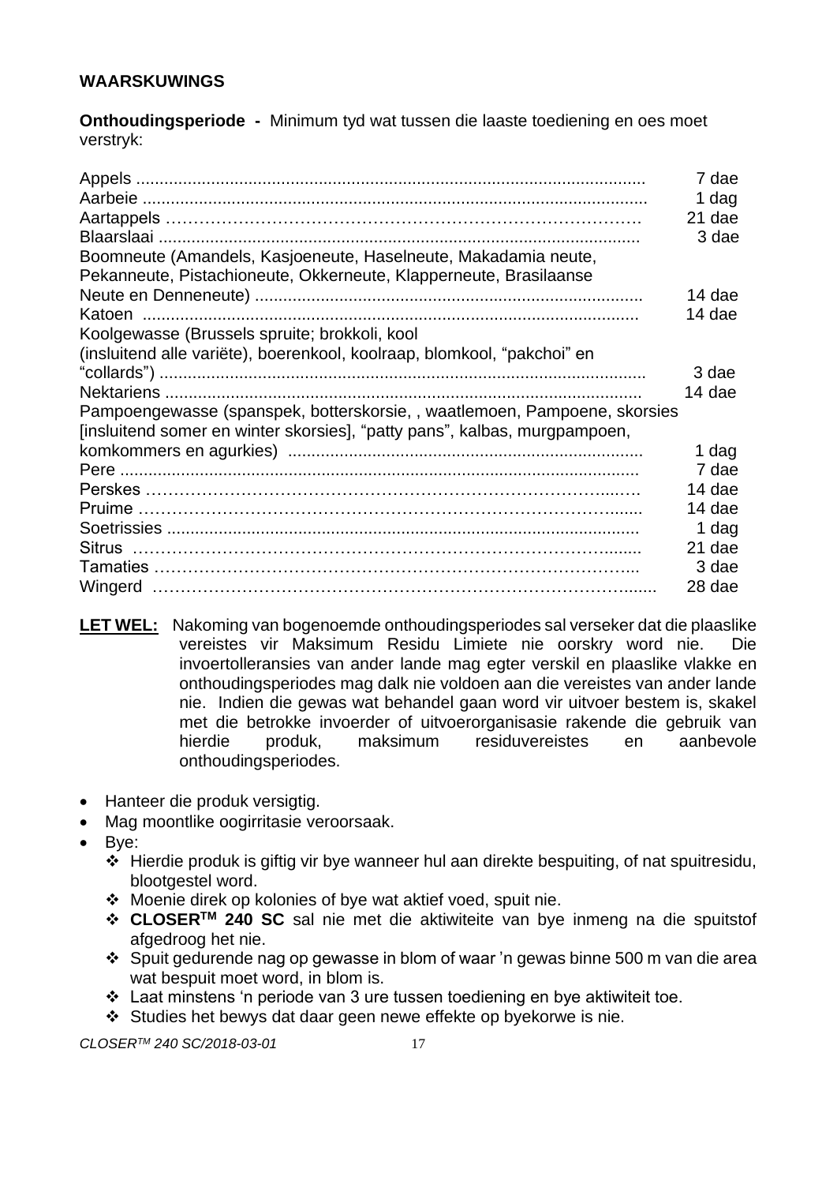**WAARSKUWINGS**

**Onthoudingsperiode -** Minimum tyd wat tussen die laaste toediening en oes moet verstryk:

| | |
|---|---|
| Appels | 7 dae |
| Aarbeie | 1 dag |
| Aartappels | 21 dae |
| Blaarslaai | 3 dae |
| Boomneute (Amandels, Kasjoeneute, Haselneute, Makadamia neute, Pekanneute, Pistachioneute, Okkerneute, Klapperneute, Brasilaanse Neute en Denneneute) | 14 dae |
| Katoen | 14 dae |
| Koolgewasse (Brussels spruite; brokkoli, kool (insluitend alle variëte), boerenkool, koolraap, blomkool, "pakchoi" en "collards") | 3 dae |
| Nektariens | 14 dae |
| Pampoengewasse (spanspek, botterskorsie, , waatlemoen, Pampoene, skorsies [insluitend somer en winter skorsies], "patty pans", kalbas, murgpampoen, komkommers en agurkies) | 1 dag |
| Pere | 7 dae |
| Perskes | 14 dae |
| Pruime | 14 dae |
| Soetrissies | 1 dag |
| Sitrus | 21 dae |
| Tamaties | 3 dae |
| Wingerd | 28 dae |

**LET WEL:** Nakoming van bogenoemde onthoudingsperiodes sal verseker dat die plaaslike vereistes vir Maksimum Residu Limiete nie oorskry word nie. Die invoertolleransies van ander lande mag egter verskil en plaaslike vlakke en onthoudingsperiodes mag dalk nie voldoen aan die vereistes van ander lande nie. Indien die gewas wat behandel gaan word vir uitvoer bestem is, skakel met die betrokke invoerder of uitvoerorganisasie rakende die gebruik van hierdie produk, maksimum residuvereistes en aanbevole onthoudingsperiodes.

- Hanteer die produk versigtig.
- Mag moontlike oogirritasie veroorsaak.
- Bye:
  - Hierdie produk is giftig vir bye wanneer hul aan direkte bespuiting, of nat spuitresidu, blootgestel word.
  - Moenie direk op kolonies of bye wat aktief voed, spuit nie.
  - **CLOSER™ 240 SC** sal nie met die aktiwiteite van bye inmeng na die spuitstof afgedroog het nie.
  - Spuit gedurende nag op gewasse in blom of waar 'n gewas binne 500 m van die area wat bespuit moet word, in blom is.
  - Laat minstens 'n periode van 3 ure tussen toediening en bye aktiwiteit toe.
  - Studies het bewys dat daar geen newe effekte op byekorwe is nie.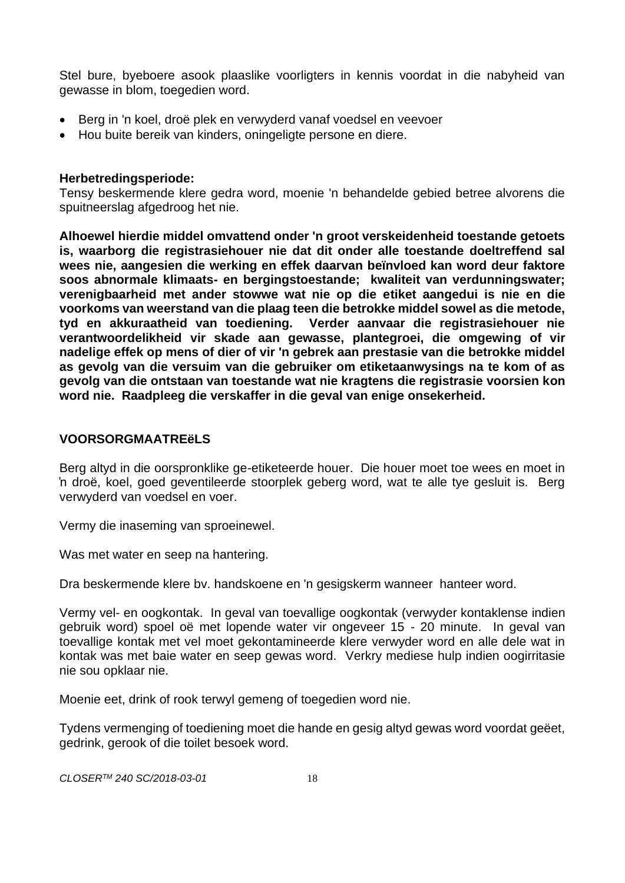Stel bure, byeboere asook plaaslike voorligters in kennis voordat in die nabyheid van gewasse in blom, toegedien word.

- Berg in 'n koel, droë plek en verwyderd vanaf voedsel en veevoer
- Hou buite bereik van kinders, oningeligte persone en diere.

**Herbetredingsperiode:**
Tensy beskermende klere gedra word, moenie 'n behandelde gebied betree alvorens die spuitneerslag afgedroog het nie.

**Alhoewel hierdie middel omvattend onder 'n groot verskeidenheid toestande getoets is, waarborg die registrasiehouer nie dat dit onder alle toestande doeltreffend sal wees nie, aangesien die werking en effek daarvan beïnvloed kan word deur faktore soos abnormale klimaats- en bergingstoestande; kwaliteit van verdunningswater; verenigbaarheid met ander stowwe wat nie op die etiket aangedui is nie en die voorkoms van weerstand van die plaag teen die betrokke middel sowel as die metode, tyd en akkuraatheid van toediening. Verder aanvaar die registrasiehouer nie verantwoordelikheid vir skade aan gewasse, plantegroei, die omgewing of vir nadelige effek op mens of dier of vir 'n gebrek aan prestasie van die betrokke middel as gevolg van die versuim van die gebruiker om etiketaanwysings na te kom of as gevolg van die ontstaan van toestande wat nie kragtens die registrasie voorsien kon word nie. Raadpleeg die verskaffer in die geval van enige onsekerheid.**

## VOORSORGMAATREëLS

Berg altyd in die oorspronklike ge-etiketeerde houer. Die houer moet toe wees en moet in ŉ droë, koel, goed geventileerde stoorplek geberg word, wat te alle tye gesluit is. Berg verwyderd van voedsel en voer.

Vermy die inaseming van sproeinewel.

Was met water en seep na hantering.

Dra beskermende klere bv. handskoene en 'n gesigskerm wanneer hanteer word.

Vermy vel- en oogkontak. In geval van toevallige oogkontak (verwyder kontaklense indien gebruik word) spoel oë met lopende water vir ongeveer 15 - 20 minute. In geval van toevallige kontak met vel moet gekontamineerde klere verwyder word en alle dele wat in kontak was met baie water en seep gewas word. Verkry mediese hulp indien oogirritasie nie sou opklaar nie.

Moenie eet, drink of rook terwyl gemeng of toegedien word nie.

Tydens vermenging of toediening moet die hande en gesig altyd gewas word voordat geëet, gedrink, gerook of die toilet besoek word.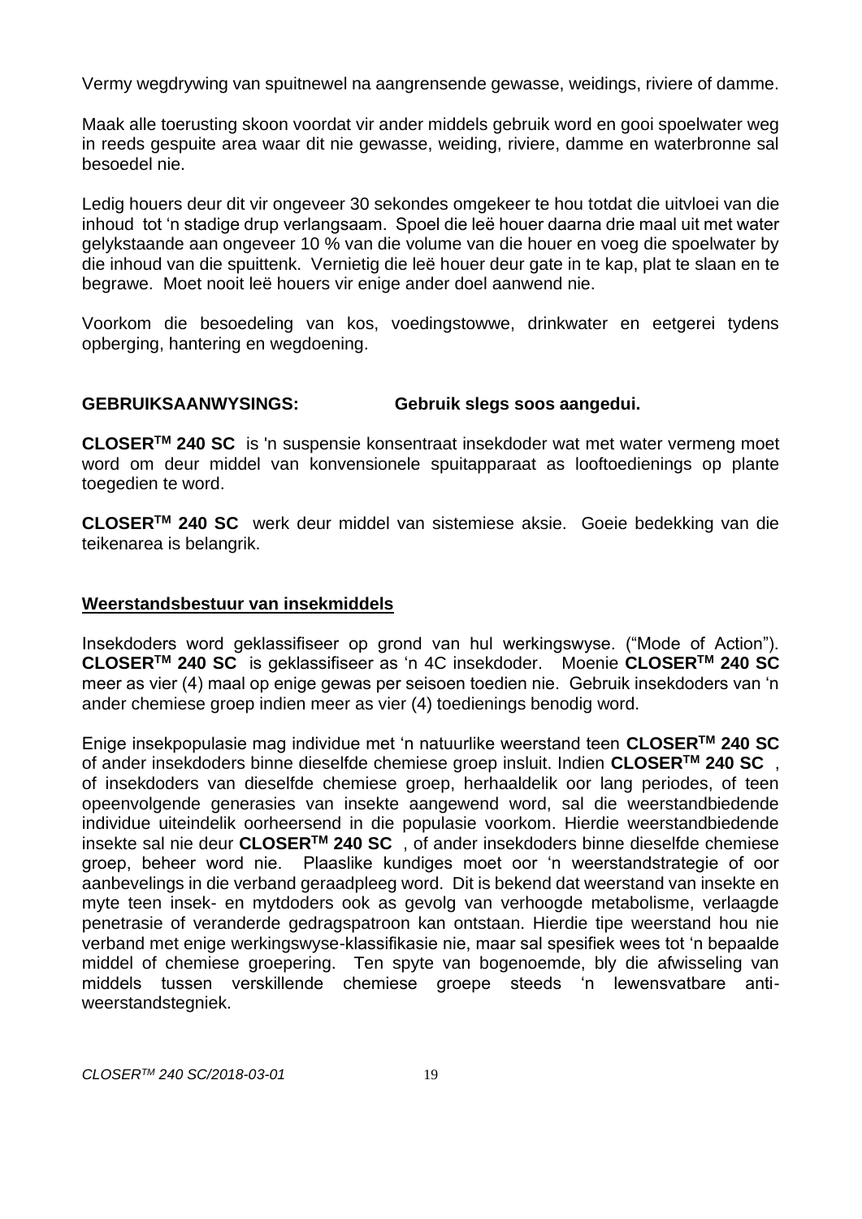Vermy wegdrywing van spuitnewel na aangrensende gewasse, weidings, riviere of damme.

Maak alle toerusting skoon voordat vir ander middels gebruik word en gooi spoelwater weg in reeds gespuite area waar dit nie gewasse, weiding, riviere, damme en waterbronne sal besoedel nie.

Ledig houers deur dit vir ongeveer 30 sekondes omgekeer te hou totdat die uitvloei van die inhoud tot 'n stadige drup verlangsaam. Spoel die leë houer daarna drie maal uit met water gelykstaande aan ongeveer 10 % van die volume van die houer en voeg die spoelwater by die inhoud van die spuittenk. Vernietig die leë houer deur gate in te kap, plat te slaan en te begrawe. Moet nooit leë houers vir enige ander doel aanwend nie.

Voorkom die besoedeling van kos, voedingstowwe, drinkwater en eetgerei tydens opberging, hantering en wegdoening.

**GEBRUIKSAANWYSINGS:** **Gebruik slegs soos aangedui.**

**CLOSER™ 240 SC** is 'n suspensie konsentraat insekdoder wat met water vermeng moet word om deur middel van konvensionele spuitapparaat as looftoedienings op plante toegedien te word.

**CLOSER™ 240 SC** werk deur middel van sistemiese aksie. Goeie bedekking van die teikenarea is belangrik.

## Weerstandsbestuur van insekmiddels

Insekdoders word geklassifiseer op grond van hul werkingswyse. ("Mode of Action"). **CLOSER™ 240 SC** is geklassifiseer as 'n 4C insekdoder. Moenie **CLOSER™ 240 SC** meer as vier (4) maal op enige gewas per seisoen toedien nie. Gebruik insekdoders van 'n ander chemiese groep indien meer as vier (4) toedienings benodig word.

Enige insekpopulasie mag individue met 'n natuurlike weerstand teen **CLOSER™ 240 SC** of ander insekdoders binne dieselfde chemiese groep insluit. Indien **CLOSER™ 240 SC** , of insekdoders van dieselfde chemiese groep, herhaaldelik oor lang periodes, of teen opeenvolgende generasies van insekte aangewend word, sal die weerstandbiedende individue uiteindelik oorheersend in die populasie voorkom. Hierdie weerstandbiedende insekte sal nie deur **CLOSER™ 240 SC** , of ander insekdoders binne dieselfde chemiese groep, beheer word nie. Plaaslike kundiges moet oor 'n weerstandstrategie of oor aanbevelings in die verband geraadpleeg word. Dit is bekend dat weerstand van insekte en myte teen insek- en mytdoders ook as gevolg van verhoogde metabolisme, verlaagde penetrasie of veranderde gedragspatroon kan ontstaan. Hierdie tipe weerstand hou nie verband met enige werkingswyse-klassifikasie nie, maar sal spesifiek wees tot 'n bepaalde middel of chemiese groepering. Ten spyte van bogenoemde, bly die afwisseling van middels tussen verskillende chemiese groepe steeds 'n lewensvatbare anti-weerstandstegniek.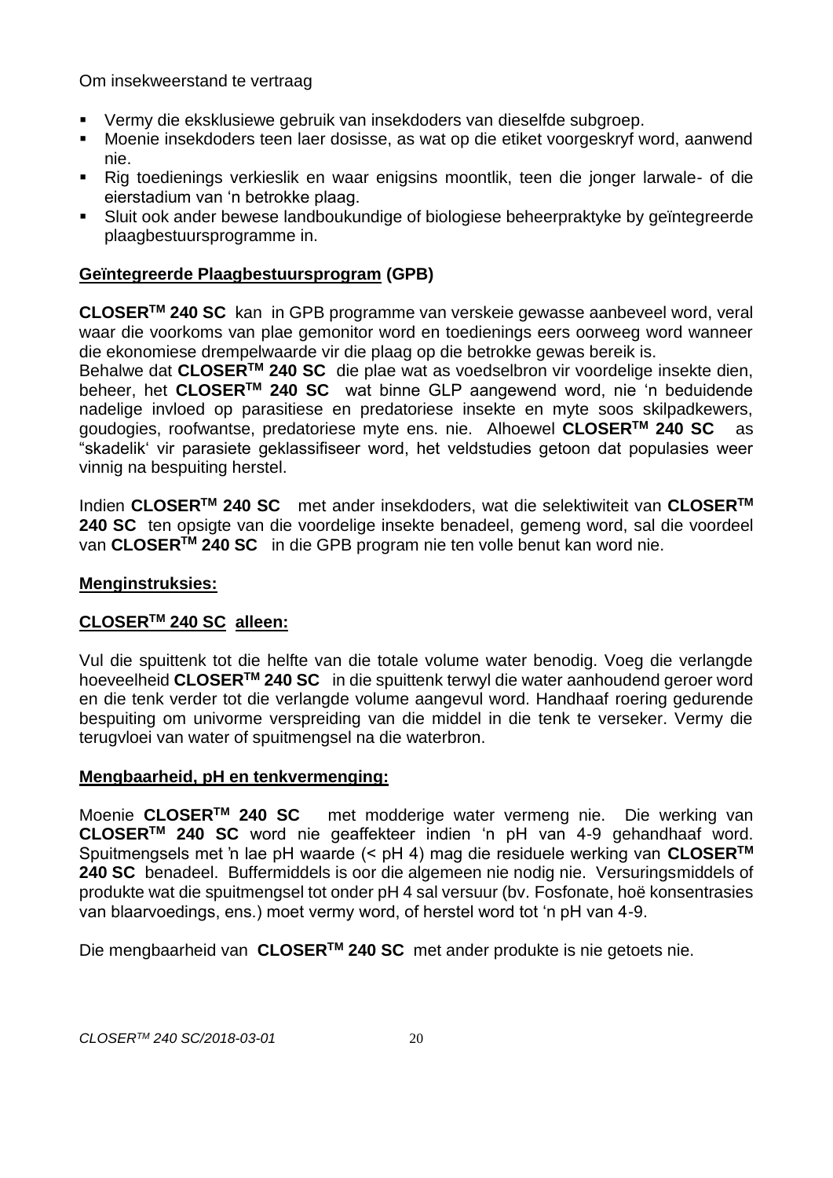Om insekweerstand te vertraag

- Vermy die eksklusiewe gebruik van insekdoders van dieselfde subgroep.
- Moenie insekdoders teen laer dosisse, as wat op die etiket voorgeskryf word, aanwend nie.
- Rig toedienings verkieslik en waar enigsins moontlik, teen die jonger larwale- of die eierstadium van 'n betrokke plaag.
- Sluit ook ander bewese landboukundige of biologiese beheerpraktyke by geïntegreerde plaagbestuursprogramme in.

**Geïntegreerde Plaagbestuursprogram (GPB)**

**CLOSER[TM] 240 SC** kan in GPB programme van verskeie gewasse aanbeveel word, veral waar die voorkoms van plae gemonitor word en toedienings eers oorweeg word wanneer die ekonomiese drempelwaarde vir die plaag op die betrokke gewas bereik is.
Behalwe dat **CLOSER[TM] 240 SC** die plae wat as voedselbron vir voordelige insekte dien, beheer, het **CLOSER[TM] 240 SC** wat binne GLP aangewend word, nie 'n beduidende nadelige invloed op parasitiese en predatoriese insekte en myte soos skilpadkewers, goudogies, roofwantse, predatoriese myte ens. nie. Alhoewel **CLOSER[TM] 240 SC** as "skadelik' vir parasiete geklassifiseer word, het veldstudies getoon dat populasies weer vinnig na bespuiting herstel.

Indien **CLOSER[TM] 240 SC** met ander insekdoders, wat die selektiwiteit van **CLOSER[TM] 240 SC** ten opsigte van die voordelige insekte benadeel, gemeng word, sal die voordeel van **CLOSER[TM] 240 SC** in die GPB program nie ten volle benut kan word nie.

**Menginstruksies:**

**CLOSER[TM] 240 SC alleen:**

Vul die spuittenk tot die helfte van die totale volume water benodig. Voeg die verlangde hoeveelheid **CLOSER[TM] 240 SC** in die spuittenk terwyl die water aanhoudend geroer word en die tenk verder tot die verlangde volume aangevul word. Handhaaf roering gedurende bespuiting om univorme verspreiding van die middel in die tenk te verseker. Vermy die terugvloei van water of spuitmengsel na die waterbron.

**Mengbaarheid, pH en tenkvermenging:**

Moenie **CLOSER[TM] 240 SC** met modderige water vermeng nie. Die werking van **CLOSER[TM] 240 SC** word nie geaffekteer indien 'n pH van 4-9 gehandhaaf word. Spuitmengsels met 'n lae pH waarde (< pH 4) mag die residuele werking van **CLOSER[TM] 240 SC** benadeel. Buffermiddels is oor die algemeen nie nodig nie. Versuringsmiddels of produkte wat die spuitmengsel tot onder pH 4 sal versuur (bv. Fosfonate, hoë konsentrasies van blaarvoedings, ens.) moet vermy word, of herstel word tot 'n pH van 4-9.

Die mengbaarheid van **CLOSER[TM] 240 SC** met ander produkte is nie getoets nie.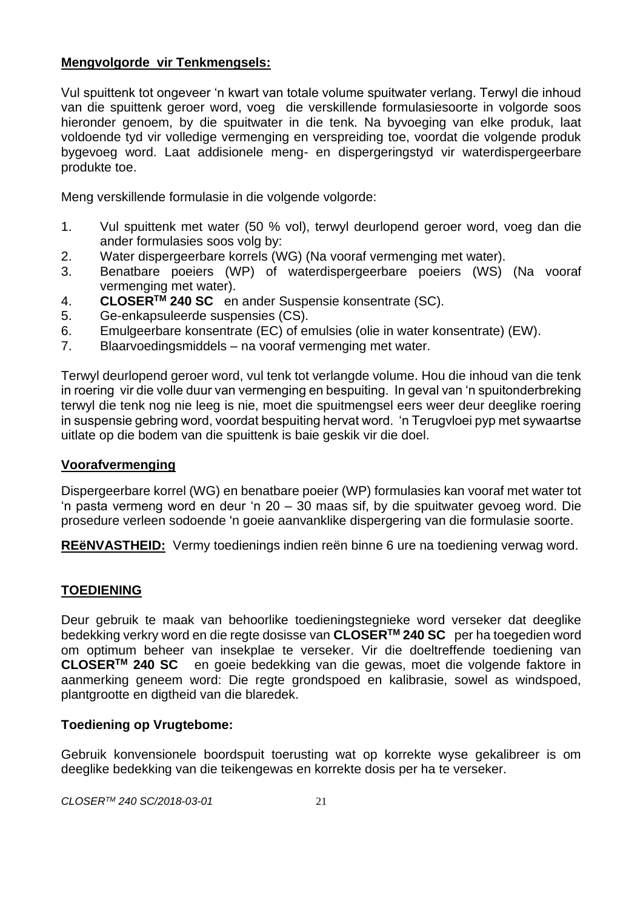**Mengvolgorde vir Tenkmengsels:**

Vul spuittenk tot ongeveer 'n kwart van totale volume spuitwater verlang. Terwyl die inhoud van die spuittenk geroer word, voeg die verskillende formulasiesoorte in volgorde soos hieronder genoem, by die spuitwater in die tenk. Na byvoeging van elke produk, laat voldoende tyd vir volledige vermenging en verspreiding toe, voordat die volgende produk bygevoeg word. Laat addisionele meng- en dispergeringstyd vir waterdispergeerbare produkte toe.

Meng verskillende formulasie in die volgende volgorde:

1. Vul spuittenk met water (50 % vol), terwyl deurlopend geroer word, voeg dan die ander formulasies soos volg by:
2. Water dispergeerbare korrels (WG) (Na vooraf vermenging met water).
3. Benatbare poeiers (WP) of waterdispergeerbare poeiers (WS) (Na vooraf vermenging met water).
4. **CLOSER™ 240 SC** en ander Suspensie konsentrate (SC).
5. Ge-enkapsuleerde suspensies (CS).
6. Emulgeerbare konsentrate (EC) of emulsies (olie in water konsentrate) (EW).
7. Blaarvoedingsmiddels – na vooraf vermenging met water.

Terwyl deurlopend geroer word, vul tenk tot verlangde volume. Hou die inhoud van die tenk in roering vir die volle duur van vermenging en bespuiting. In geval van 'n spuitonderbreking terwyl die tenk nog nie leeg is nie, moet die spuitmengsel eers weer deur deeglike roering in suspensie gebring word, voordat bespuiting hervat word. 'n Terugvloei pyp met sywaartse uitlate op die bodem van die spuittenk is baie geskik vir die doel.

**Voorafvermenging**

Dispergeerbare korrel (WG) en benatbare poeier (WP) formulasies kan vooraf met water tot 'n pasta vermeng word en deur 'n 20 – 30 maas sif, by die spuitwater gevoeg word. Die prosedure verleen sodoende 'n goeie aanvanklike dispergering van die formulasie soorte.

**REëNVASTHEID:** Vermy toedienings indien reën binne 6 ure na toediening verwag word.

**TOEDIENING**

Deur gebruik te maak van behoorlike toedieningstegnieke word verseker dat deeglike bedekking verkry word en die regte dosisse van **CLOSER™ 240 SC** per ha toegedien word om optimum beheer van insekplae te verseker. Vir die doeltreffende toediening van **CLOSER™ 240 SC** en goeie bedekking van die gewas, moet die volgende faktore in aanmerking geneem word: Die regte grondspoed en kalibrasie, sowel as windspoed, plantgrootte en digtheid van die blaredek.

**Toediening op Vrugtebome:**

Gebruik konvensionele boordspuit toerusting wat op korrekte wyse gekalibreer is om deeglike bedekking van die teikengewas en korrekte dosis per ha te verseker.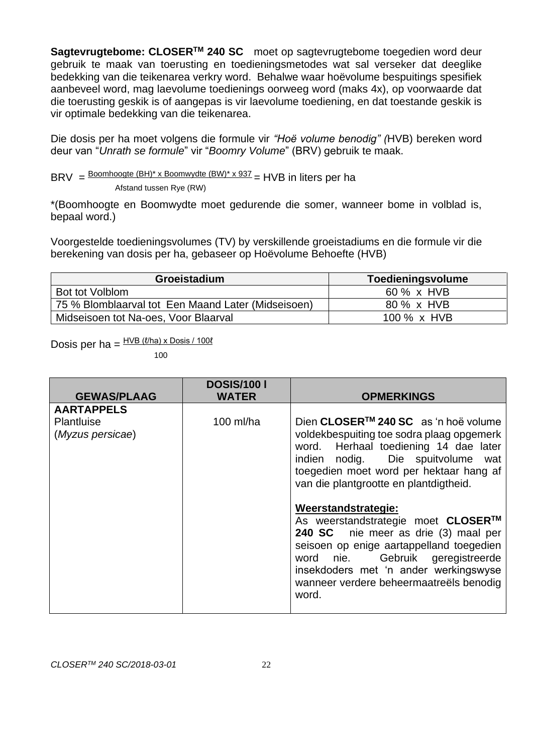**Sagtevrugtebome: CLOSER[TM] 240 SC** moet op sagtevrugtebome toegedien word deur gebruik te maak van toerusting en toedieningsmetodes wat sal verseker dat deeglike bedekking van die teikenarea verkry word. Behalwe waar hoëvolume bespuitings spesifiek aanbeveel word, mag laevolume toedienings oorweeg word (maks 4x), op voorwaarde dat die toerusting geskik is of aangepas is vir laevolume toediening, en dat toestande geskik is vir optimale bedekking van die teikenarea.

Die dosis per ha moet volgens die formule vir *"Hoë volume benodig" (*HVB) bereken word deur van "*Unrath se formule*" vir "*Boomry Volume*" (BRV) gebruik te maak.

$$\text{BRV} = \frac{\text{Boomhoogte (BH)* x Boomwydte (BW)* x 937}}{\text{Afstand tussen Rye (RW)}} = \text{HVB in liters per ha}$$

*(Boomhoogte en Boomwydte moet gedurende die somer, wanneer bome in volblad is, bepaal word.)

Voorgestelde toedieningsvolumes (TV) by verskillende groeistadiums en die formule vir die berekening van dosis per ha, gebaseer op Hoëvolume Behoefte (HVB)

| Groeistadium | Toedieningsvolume |
|---|---|
| Bot tot Volblom | 60 % x HVB |
| 75 % Blomblaarval tot Een Maand Later (Midseisoen) | 80 % x HVB |
| Midseisoen tot Na-oes, Voor Blaarval | 100 % x HVB |

$$\text{Dosis per ha} = \frac{\text{HVB (ℓ/ha) x Dosis / 100ℓ}}{100}$$

| GEWAS/PLAAG | DOSIS/100 l WATER | OPMERKINGS |
|---|---|---|
| **AARTAPPELS**<br>Plantluise<br>(*Myzus persicae*) | 100 ml/ha | Dien **CLOSER[TM] 240 SC** as 'n hoë volume voldekbespuiting toe sodra plaag opgemerk word. Herhaal toediening 14 dae later indien nodig. Die spuitvolume wat toegedien moet word per hektaar hang af van die plantgrootte en plantdigtheid.<br><br>**Weerstandstrategie:**<br>As weerstandstrategie moet **CLOSER[TM] 240 SC** nie meer as drie (3) maal per seisoen op enige aartappelland toegedien word nie. Gebruik geregistreerde insekdoders met 'n ander werkingswyse wanneer verdere beheermaatreëls benodig word. |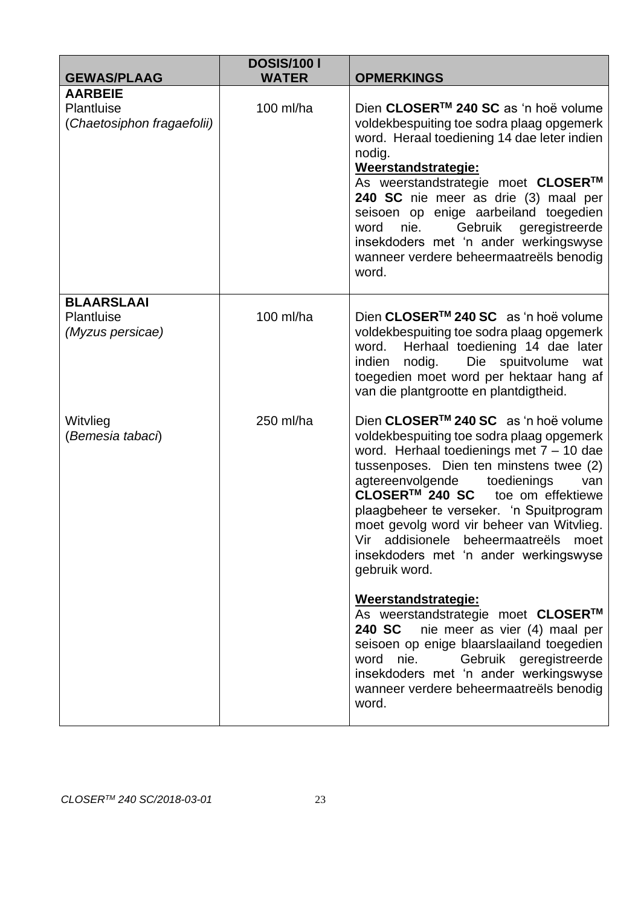| GEWAS/PLAAG | DOSIS/100 l WATER | OPMERKINGS |
|---|---|---|
| **AARBEIE**<br>Plantluise<br>(*Chaetosiphon fragaefolii*) | 100 ml/ha | Dien **CLOSER™ 240 SC** as 'n hoë volume voldekbespuiting toe sodra plaag opgemerk word. Heraal toediening 14 dae leter indien nodig.<br>**Weerstandstrategie:**<br>As weerstandstrategie moet **CLOSER™ 240 SC** nie meer as drie (3) maal per seisoen op enige aarbeiland toegedien word nie. Gebruik geregistreerde insekdoders met 'n ander werkingswyse wanneer verdere beheermaatreëls benodig word. |
| **BLAARSLAAI**<br>Plantluise<br>*(Myzus persicae)* | 100 ml/ha | Dien **CLOSER™ 240 SC** as 'n hoë volume voldekbespuiting toe sodra plaag opgemerk word. Herhaal toediening 14 dae later indien nodig. Die spuitvolume wat toegedien moet word per hektaar hang af van die plantgrootte en plantdigtheid. |
| Witvlieg<br>(*Bemesia tabaci*) | 250 ml/ha | Dien **CLOSER™ 240 SC** as 'n hoë volume voldekbespuiting toe sodra plaag opgemerk word. Herhaal toedienings met 7 – 10 dae tussenposes. Dien ten minstens twee (2) agtereenvolgende toedienings van **CLOSER™ 240 SC** toe om effektiewe plaagbeheer te verseker. 'n Spuitprogram moet gevolg word vir beheer van Witvlieg. Vir addisionele beheermaatreëls moet insekdoders met 'n ander werkingswyse gebruik word.<br><br>**Weerstandstrategie:**<br>As weerstandstrategie moet **CLOSER™ 240 SC** nie meer as vier (4) maal per seisoen op enige blaarslaailand toegedien word nie. Gebruik geregistreerde insekdoders met 'n ander werkingswyse wanneer verdere beheermaatreëls benodig word. |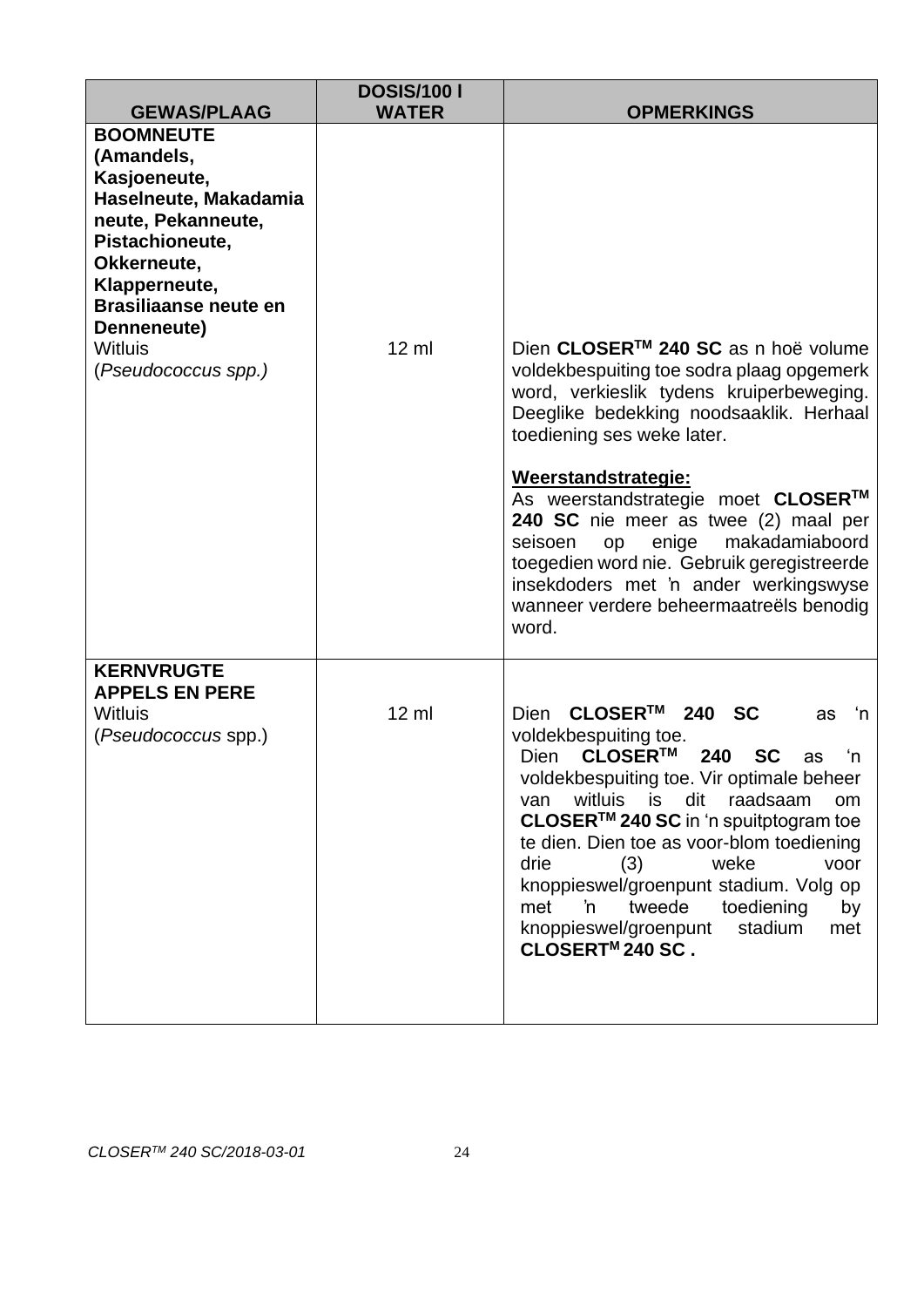| GEWAS/PLAAG | DOSIS/100 l WATER | OPMERKINGS |
|---|---|---|
| **BOOMNEUTE (Amandels, Kasjoeneute, Haselneute, Makadamia neute, Pekanneute, Pistachioneute, Okkerneute, Klapperneute, Brasiliaanse neute en Denneneute)** Witluis (*Pseudococcus spp.)* | 12 ml | Dien **CLOSER™ 240 SC** as n hoë volume voldekbespuiting toe sodra plaag opgemerk word, verkieslik tydens kruiperbeweging. Deeglike bedekking noodsaaklik. Herhaal toediening ses weke later.<br><br>**Weerstandstrategie:**<br>As weerstandstrategie moet **CLOSER™ 240 SC** nie meer as twee (2) maal per seisoen op enige makadamiaboord toegedien word nie. Gebruik geregistreerde insekdoders met 'n ander werkingswyse wanneer verdere beheermaatreëls benodig word. |
| **KERNVRUGTE APPELS EN PERE** Witluis (*Pseudococcus* spp.) | 12 ml | Dien **CLOSER™ 240 SC** as 'n voldekbespuiting toe.<br>Dien **CLOSER™ 240 SC** as 'n voldekbespuiting toe. Vir optimale beheer van witluis is dit raadsaam om **CLOSER™ 240 SC** in 'n spuitptogram toe te dien. Dien toe as voor-blom toediening drie (3) weke voor knoppieswel/groenpunt stadium. Volg op met 'n tweede toediening by knoppieswel/groenpunt stadium met **CLOSERT™ 240 SC .** |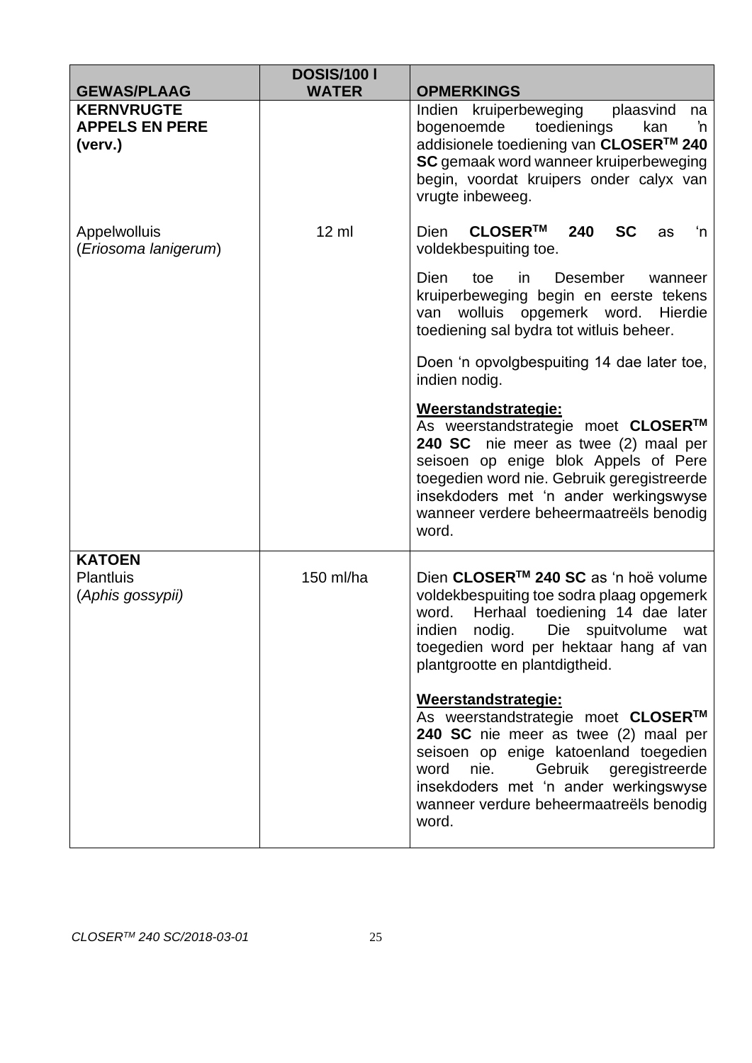| GEWAS/PLAAG | DOSIS/100 l WATER | OPMERKINGS |
|---|---|---|
| **KERNVRUGTE APPELS EN PERE (verv.)** | | Indien kruiperbeweging plaasvind na bogenoemde toedienings kan 'n addisionele toediening van **CLOSER$^{TM}$ 240 SC** gemaak word wanneer kruiperbeweging begin, voordat kruipers onder calyx van vrugte inbeweeg. |
| Appelwolluis (*Eriosoma lanigerum*) | 12 ml | Dien **CLOSER$^{TM}$ 240 SC** as 'n voldekbespuiting toe.<br><br>Dien toe in Desember wanneer kruiperbeweging begin en eerste tekens van wolluis opgemerk word. Hierdie toediening sal bydra tot witluis beheer.<br><br>Doen 'n opvolgbespuiting 14 dae later toe, indien nodig.<br><br>**Weerstandstrategie:**<br>As weerstandstrategie moet **CLOSER$^{TM}$ 240 SC** nie meer as twee (2) maal per seisoen op enige blok Appels of Pere toegedien word nie. Gebruik geregistreerde insekdoders met 'n ander werkingswyse wanneer verdere beheermaatreëls benodig word. |
| **KATOEN**<br>Plantluis (*Aphis gossypii*) | 150 ml/ha | Dien **CLOSER$^{TM}$ 240 SC** as 'n hoë volume voldekbespuiting toe sodra plaag opgemerk word. Herhaal toediening 14 dae later indien nodig. Die spuitvolume wat toegedien word per hektaar hang af van plantgrootte en plantdigtheid.<br><br>**Weerstandstrategie:**<br>As weerstandstrategie moet **CLOSER$^{TM}$ 240 SC** nie meer as twee (2) maal per seisoen op enige katoenland toegedien word nie. Gebruik geregistreerde insekdoders met 'n ander werkingswyse wanneer verdure beheermaatreëls benodig word. |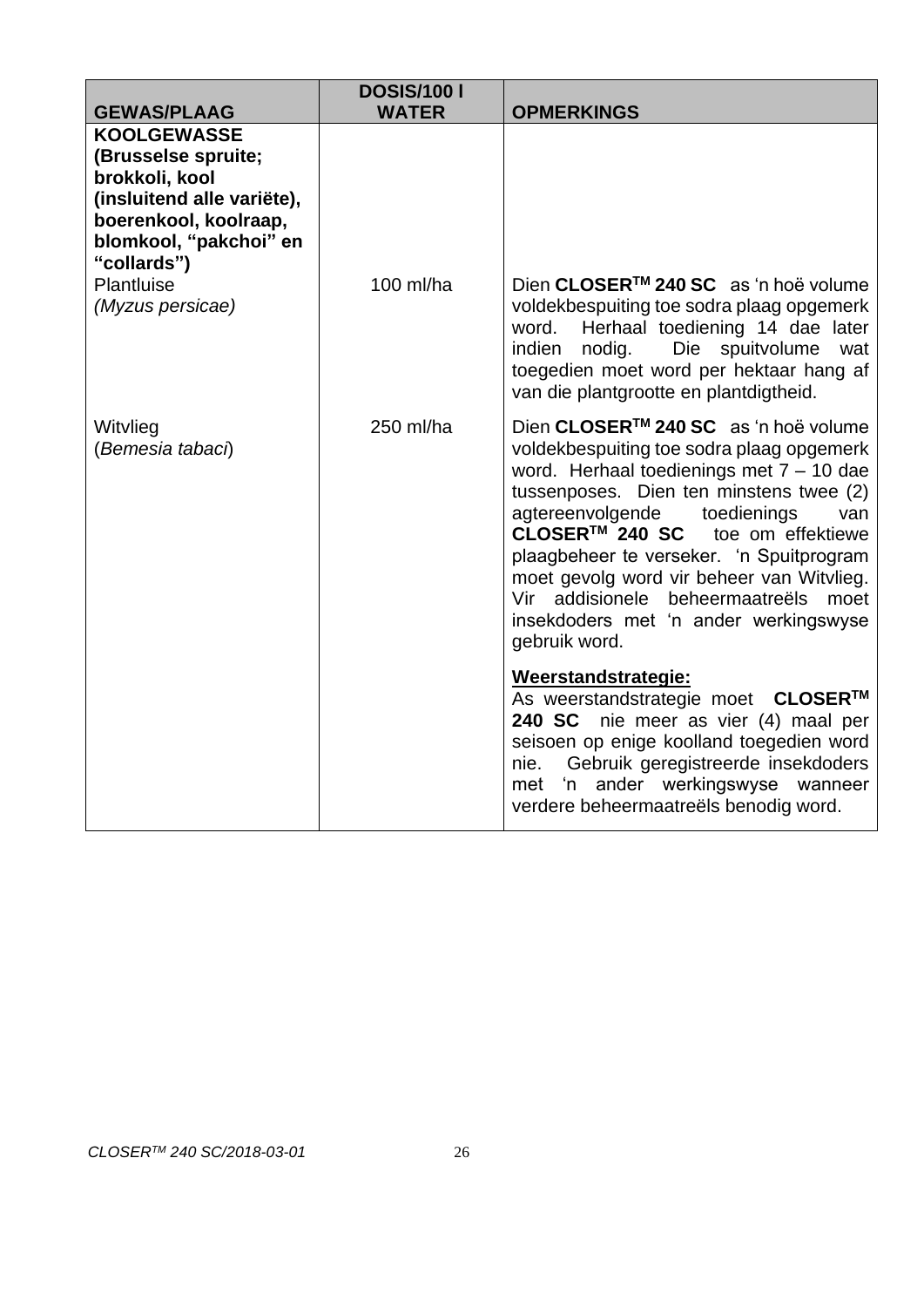| GEWAS/PLAAG | DOSIS/100 l WATER | OPMERKINGS |
|---|---|---|
| **KOOLGEWASSE (Brusselse spruite; brokkoli, kool (insluitend alle variëte), boerenkool, koolraap, blomkool, "pakchoi" en "collards")** | | |
| Plantluise *(Myzus persicae)* | 100 ml/ha | Dien **CLOSER™ 240 SC** as 'n hoë volume voldekbespuiting toe sodra plaag opgemerk word. Herhaal toediening 14 dae later indien nodig. Die spuitvolume wat toegedien moet word per hektaar hang af van die plantgrootte en plantdigtheid. |
| Witvlieg (*Bemesia tabaci*) | 250 ml/ha | Dien **CLOSER™ 240 SC** as 'n hoë volume voldekbespuiting toe sodra plaag opgemerk word. Herhaal toedienings met 7 – 10 dae tussenposes. Dien ten minstens twee (2) agtereenvolgende toedienings van **CLOSER™ 240 SC** toe om effektiewe plaagbeheer te verseker. 'n Spuitprogram moet gevolg word vir beheer van Witvlieg. Vir addisionele beheermaatreëls moet insekdoders met 'n ander werkingswyse gebruik word.<br><br>**Weerstandstrategie:**<br>As weerstandstrategie moet **CLOSER™ 240 SC** nie meer as vier (4) maal per seisoen op enige koolland toegedien word nie. Gebruik geregistreerde insekdoders met 'n ander werkingswyse wanneer verdere beheermaatreëls benodig word. |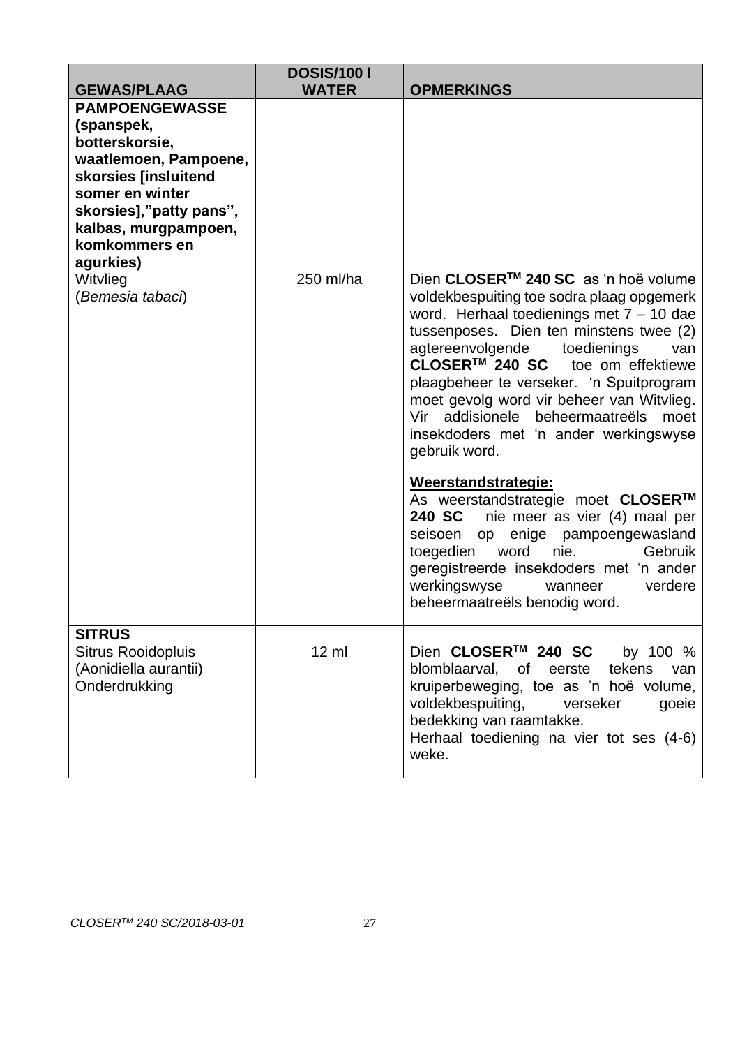| GEWAS/PLAAG | DOSIS/100 l WATER | OPMERKINGS |
| --- | --- | --- |
| **PAMPOENGEWASSE (spanspek, botterskorsie, waatlemoen, Pampoene, skorsies [insluitend somer en winter skorsies],"patty pans", kalbas, murgpampoen, komkommers en agurkies)**<br>Witvlieg<br>(*Bemesia tabaci*) | 250 ml/ha | Dien **CLOSER™ 240 SC** as 'n hoë volume voldekbespuiting toe sodra plaag opgemerk word. Herhaal toedienings met 7 – 10 dae tussenposes. Dien ten minstens twee (2) agtereenvolgende toedienings van **CLOSER™ 240 SC** toe om effektiewe plaagbeheer te verseker. 'n Spuitprogram moet gevolg word vir beheer van Witvlieg. Vir addisionele beheermaatreëls moet insekdoders met 'n ander werkingswyse gebruik word.<br><br>**<u>Weerstandstrategie:</u>**<br>As weerstandstrategie moet **CLOSER™ 240 SC** nie meer as vier (4) maal per seisoen op enige pampoengewasland toegedien word nie. Gebruik geregistreerde insekdoders met 'n ander werkingswyse wanneer verdere beheermaatreëls benodig word. |
| **SITRUS**<br>Sitrus Rooidopluis<br>(Aonidiella aurantii)<br>Onderdrukking | 12 ml | Dien **CLOSER™ 240 SC** by 100 % blomblaarval, of eerste tekens van kruiperbeweging, toe as 'n hoë volume, voldekbespuiting, verseker goeie bedekking van raamtakke.<br>Herhaal toediening na vier tot ses (4-6) weke. |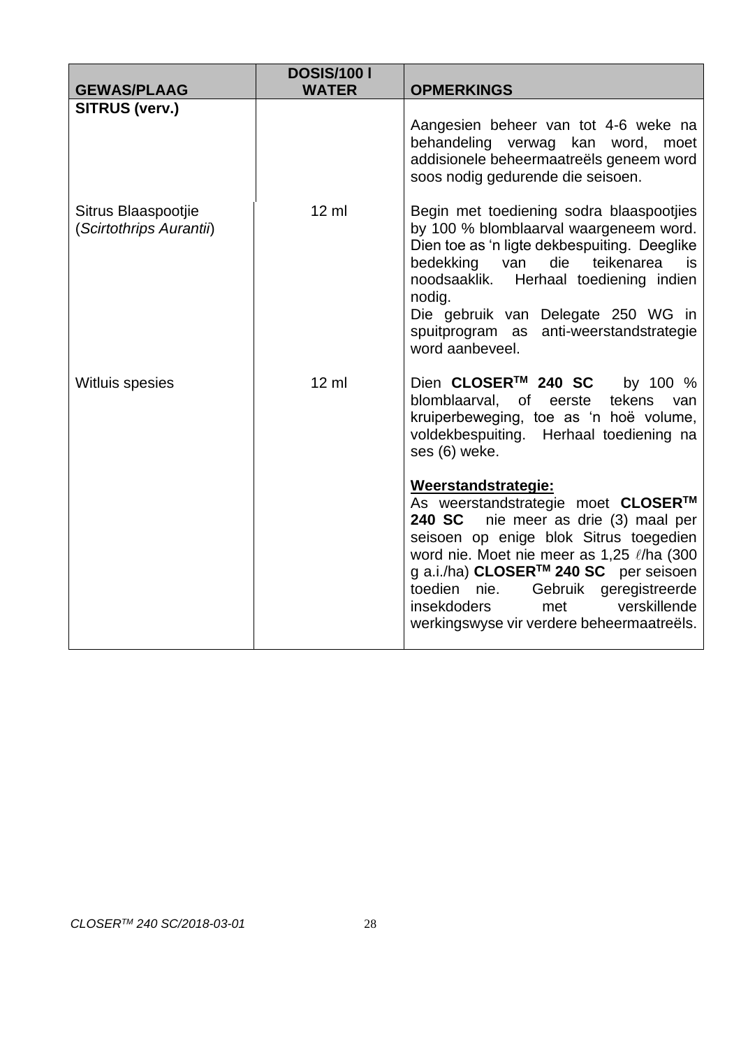| GEWAS/PLAAG | DOSIS/100 l WATER | OPMERKINGS |
|---|---|---|
| **SITRUS (verv.)** | | Aangesien beheer van tot 4-6 weke na behandeling verwag kan word, moet addisionele beheermaatreëls geneem word soos nodig gedurende die seisoen. |
| Sitrus Blaaspootjie (*Scirtothrips Aurantii*) | 12 ml | Begin met toediening sodra blaaspootjies by 100 % blomblaarval waargeneem word. Dien toe as 'n ligte dekbespuiting. Deeglike bedekking van die teikenarea is noodsaaklik. Herhaal toediening indien nodig.<br>Die gebruik van Delegate 250 WG in spuitprogram as anti-weerstandstrategie word aanbeveel. |
| Witluis spesies | 12 ml | Dien **CLOSER™ 240 SC** by 100 % blomblaarval, of eerste tekens van kruiperbeweging, toe as 'n hoë volume, voldekbespuiting. Herhaal toediening na ses (6) weke.<br><br>**<u>Weerstandstrategie:</u>**<br>As weerstandstrategie moet **CLOSER™ 240 SC** nie meer as drie (3) maal per seisoen op enige blok Sitrus toegedien word nie. Moet nie meer as 1,25 ℓ/ha (300 g a.i./ha) **CLOSER™ 240 SC** per seisoen toedien nie. Gebruik geregistreerde insekdoders met verskillende werkingswyse vir verdere beheermaatreëls. |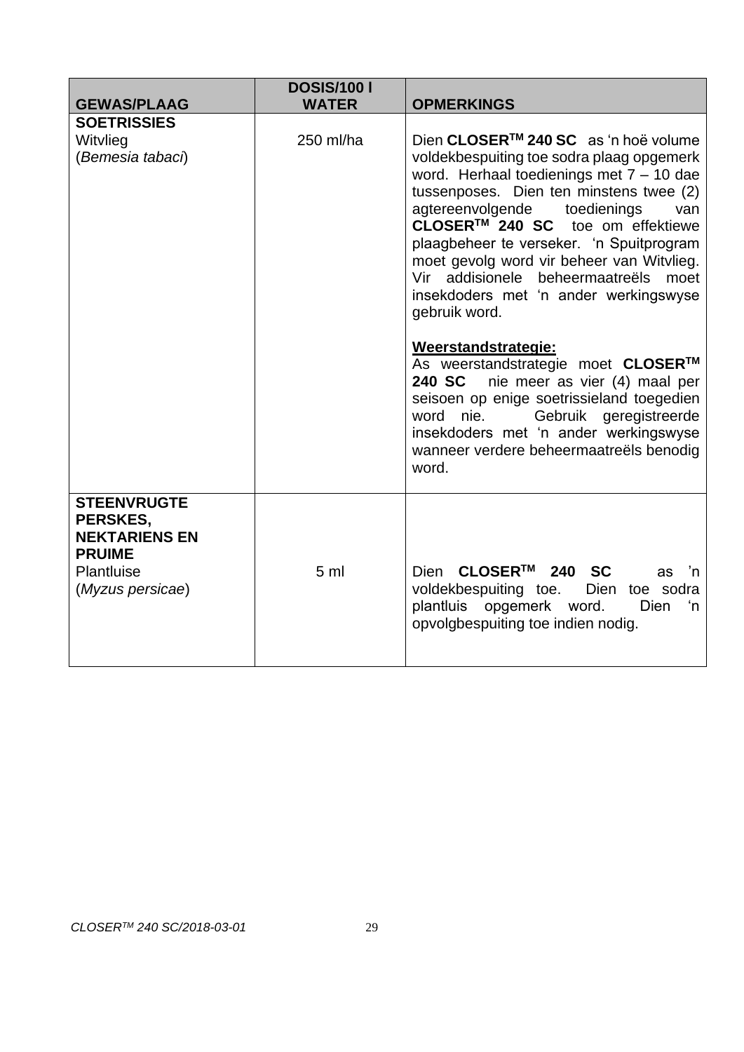| GEWAS/PLAAG | DOSIS/100 l WATER | OPMERKINGS |
|---|---|---|
| **SOETRISSIES**<br>Witvlieg<br>(*Bemesia tabaci*) | 250 ml/ha | Dien **CLOSER™ 240 SC** as 'n hoë volume voldekbespuiting toe sodra plaag opgemerk word. Herhaal toedienings met 7 – 10 dae tussenposes. Dien ten minstens twee (2) agtereenvolgende toedienings van **CLOSER™ 240 SC** toe om effektiewe plaagbeheer te verseker. 'n Spuitprogram moet gevolg word vir beheer van Witvlieg. Vir addisionele beheermaatreëls moet insekdoders met 'n ander werkingswyse gebruik word.<br><br>**Weerstandstrategie:**<br>As weerstandstrategie moet **CLOSER™ 240 SC** nie meer as vier (4) maal per seisoen op enige soetrissieland toegedien word nie. Gebruik geregistreerde insekdoders met 'n ander werkingswyse wanneer verdere beheermaatreëls benodig word. |
| **STEENVRUGTE PERSKES, NEKTARIENS EN PRUIME**<br>Plantluise<br>(*Myzus persicae*) | 5 ml | Dien **CLOSER™ 240 SC** as 'n voldekbespuiting toe. Dien toe sodra plantluis opgemerk word. Dien 'n opvolgbespuiting toe indien nodig. |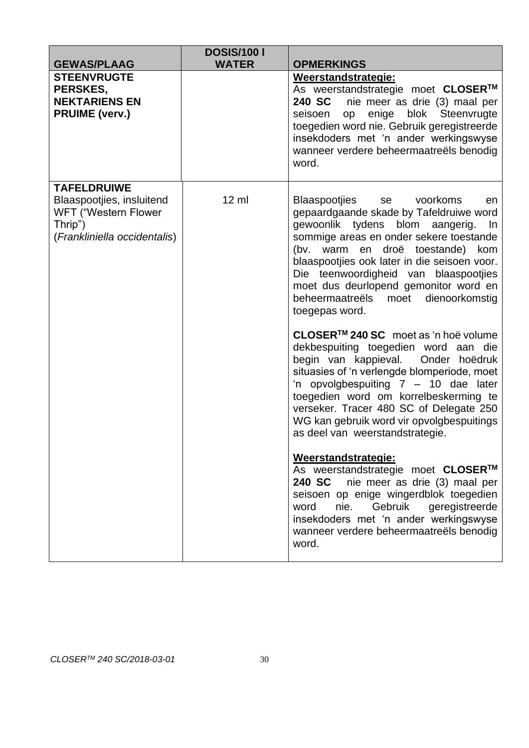| GEWAS/PLAAG | DOSIS/100 l WATER | OPMERKINGS |
|---|---|---|
| **STEENVRUGTE PERSKES, NEKTARIENS EN PRUIME (verv.)** | | **Weerstandstrategie:** As weerstandstrategie moet **CLOSER™ 240 SC** nie meer as drie (3) maal per seisoen op enige blok Steenvrugte toegedien word nie. Gebruik geregistreerde insekdoders met 'n ander werkingswyse wanneer verdere beheermaatreëls benodig word. |
| **TAFELDRUIWE** Blaaspootjies, insluitend WFT ("Western Flower Thrip") (*Frankliniella occidentalis*) | 12 ml | Blaaspootjies se voorkoms en gepaardgaande skade by Tafeldruiwe word gewoonlik tydens blom aangerig. In sommige areas en onder sekere toestande (bv. warm en droë toestande) kom blaaspootjies ook later in die seisoen voor. Die teenwoordigheid van blaaspootjies moet dus deurlopend gemonitor word en beheermaatreëls moet dienoorkomstig toegepas word.<br><br>**CLOSER™ 240 SC** moet as 'n hoë volume dekbespuiting toegedien word aan die begin van kappieval. Onder hoëdruk situasies of 'n verlengde blomperiode, moet 'n opvolgbespuiting 7 – 10 dae later toegedien word om korrelbeskerming te verseker. Tracer 480 SC of Delegate 250 WG kan gebruik word vir opvolgbespuitings as deel van weerstandstrategie.<br><br>**Weerstandstrategie:** As weerstandstrategie moet **CLOSER™ 240 SC** nie meer as drie (3) maal per seisoen op enige wingerdblok toegedien word nie. Gebruik geregistreerde insekdoders met 'n ander werkingswyse wanneer verdere beheermaatreëls benodig word. |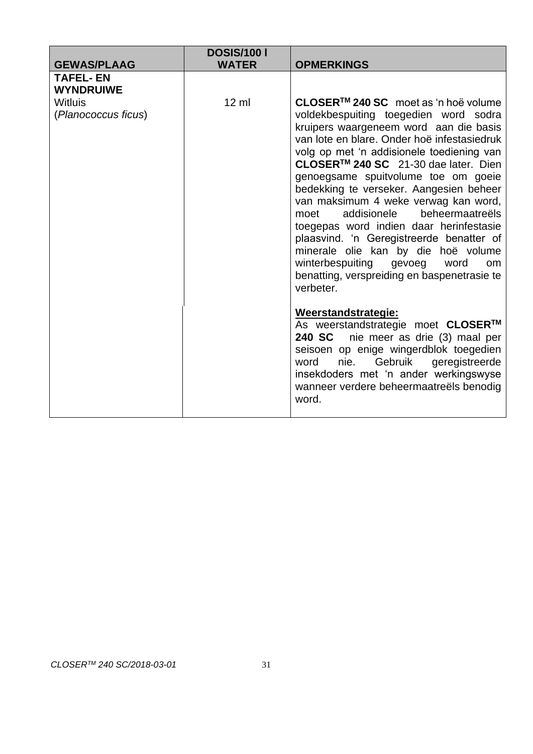| GEWAS/PLAAG | DOSIS/100 l WATER | OPMERKINGS |
| --- | --- | --- |
| **TAFEL- EN WYNDRUIWE**<br>Witluis<br>(*Planococcus ficus*) | 12 ml | **CLOSER™ 240 SC** moet as 'n hoë volume voldekbespuiting toegedien word sodra kruipers waargeneem word aan die basis van lote en blare. Onder hoë infestasiedruk volg op met 'n addisionele toediening van **CLOSER™ 240 SC** 21-30 dae later. Dien genoegsame spuitvolume toe om goeie bedekking te verseker. Aangesien beheer van maksimum 4 weke verwag kan word, moet addisionele beheermaatreëls toegepas word indien daar herinfestasie plaasvind. 'n Geregistreerde benatter of minerale olie kan by die hoë volume winterbespuiting gevoeg word om benatting, verspreiding en baspenetrasie te verbeter.<br><br>**Weerstandstrategie:**<br>As weerstandstrategie moet **CLOSER™ 240 SC** nie meer as drie (3) maal per seisoen op enige wingerdblok toegedien word nie. Gebruik geregistreerde insekdoders met 'n ander werkingswyse wanneer verdere beheermaatreëls benodig word. |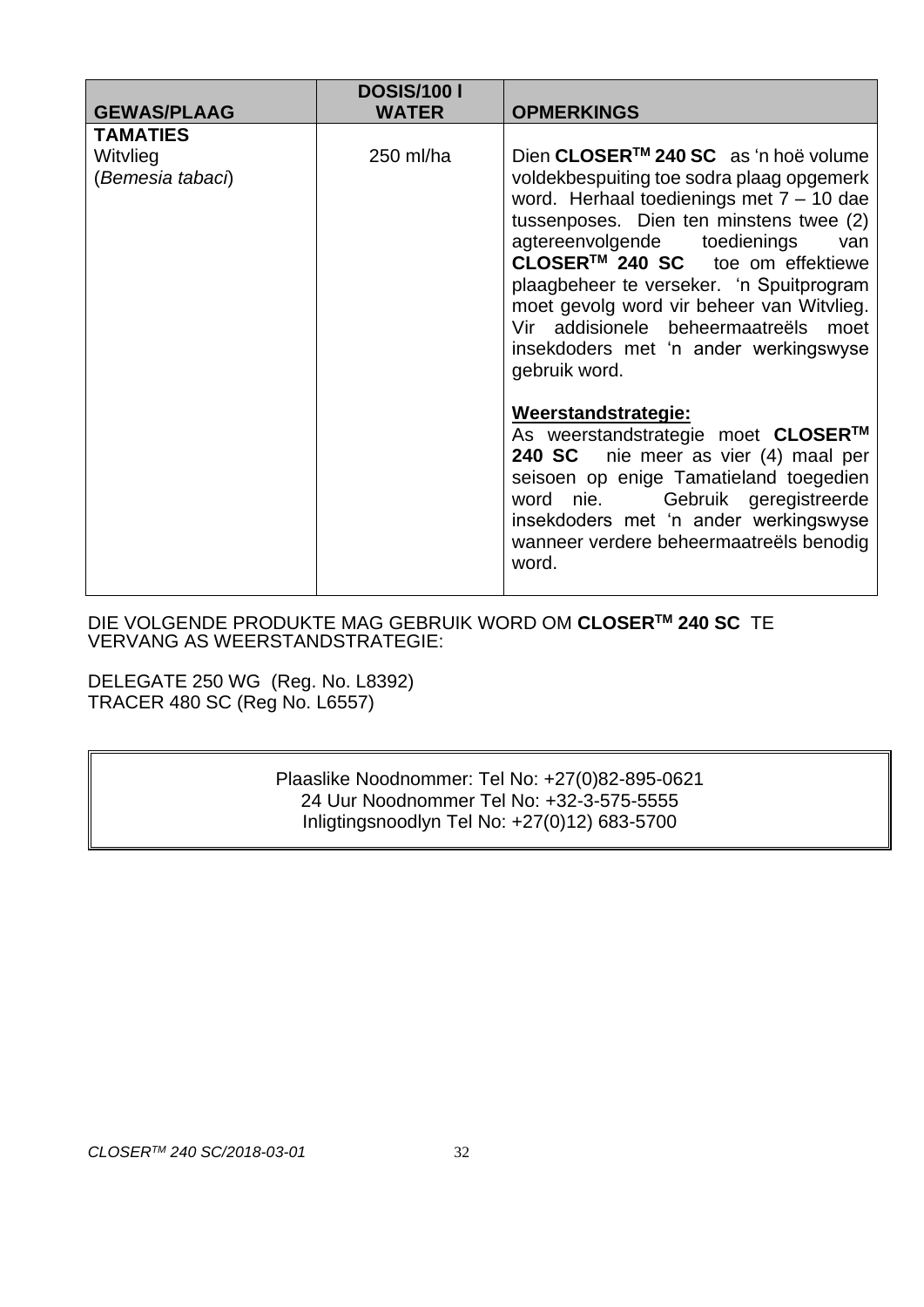| **GEWAS/PLAAG** | **DOSIS/100 l WATER** | **OPMERKINGS** |
|---|---|---|
| **TAMATIES**<br>Witvlieg<br>(*Bemesia tabaci*) | 250 ml/ha | Dien **CLOSER™ 240 SC** as 'n hoë volume voldekbespuiting toe sodra plaag opgemerk word. Herhaal toedienings met 7 – 10 dae tussenposes. Dien ten minstens twee (2) agtereenvolgende toedienings van **CLOSER™ 240 SC** toe om effektiewe plaagbeheer te verseker. 'n Spuitprogram moet gevolg word vir beheer van Witvlieg. Vir addisionele beheermaatreëls moet insekdoders met 'n ander werkingswyse gebruik word.<br><br>**Weerstandstrategie:**<br>As weerstandstrategie moet **CLOSER™ 240 SC** nie meer as vier (4) maal per seisoen op enige Tamatieland toegedien word nie. Gebruik geregistreerde insekdoders met 'n ander werkingswyse wanneer verdere beheermaatreëls benodig word. |

DIE VOLGENDE PRODUKTE MAG GEBRUIK WORD OM **CLOSER™ 240 SC** TE VERVANG AS WEERSTANDSTRATEGIE:

DELEGATE 250 WG (Reg. No. L8392)
TRACER 480 SC (Reg No. L6557)

Plaaslike Noodnommer: Tel No: +27(0)82-895-0621
24 Uur Noodnommer Tel No: +32-3-575-5555
Inligtingsnoodlyn Tel No: +27(0)12) 683-5700